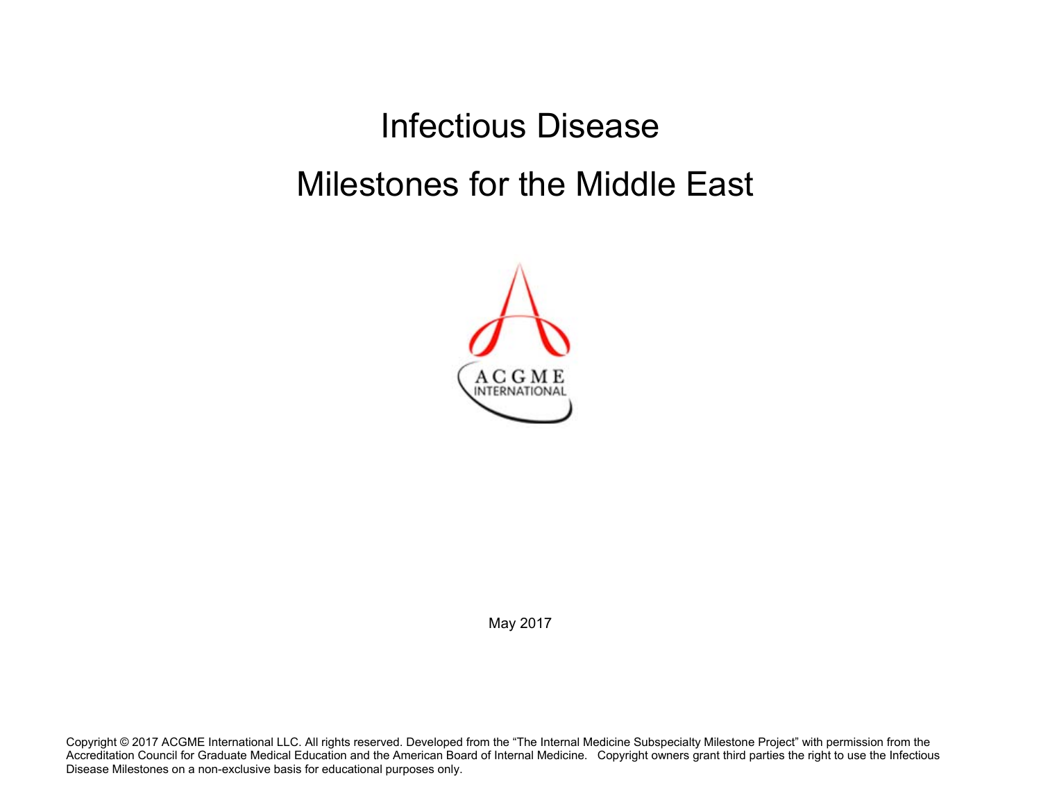# Infectious Disease

# Milestones for the Middle East

May 2017

Copyright © 2017 ACGME International LLC. All rights reserved. Developed from the "The Internal Medicine Subspecialty Milestone Project" with permission from the Accreditation Council for Graduate Medical Education and the American Board of Internal Medicine. Copyright owners grant third parties the right to use the Infectious Disease Milestones on a non-exclusive basis for educational purposes only.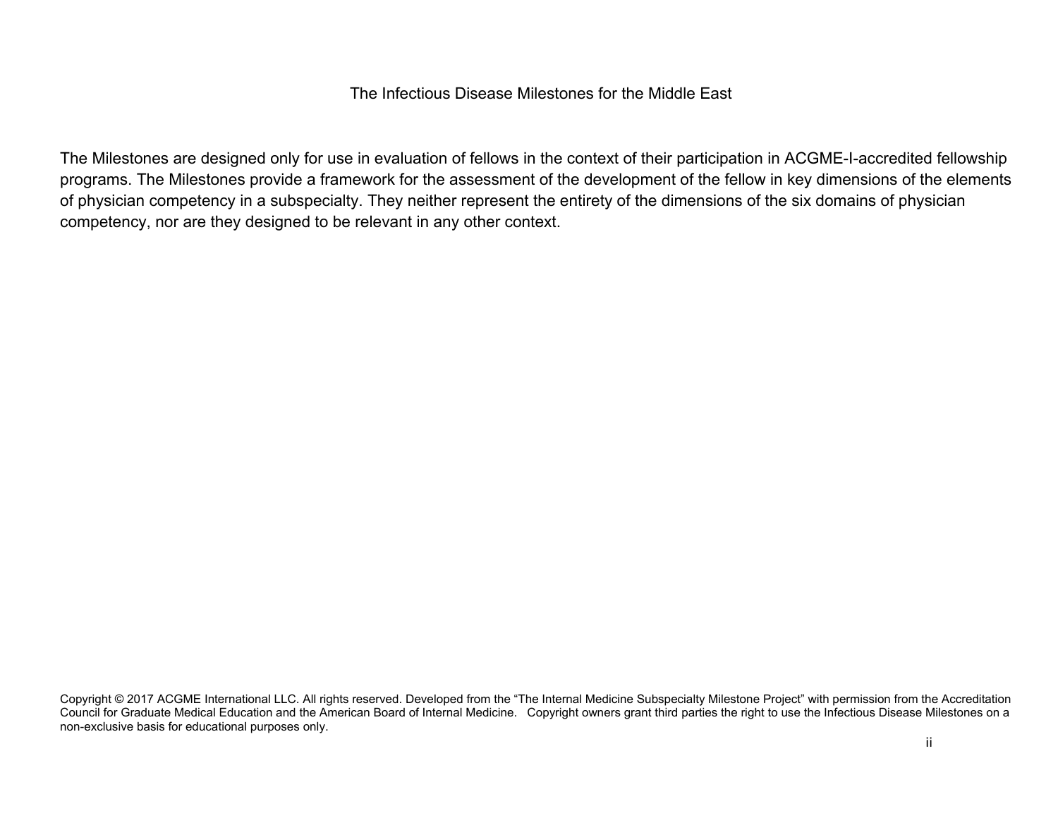The Infectious Disease Milestones for the Middle East

The Milestones are designed only for use in evaluation of fellows in the context of their participation in ACGME-I-accredited fellowship programs. The Milestones provide a framework for the assessment of the development of the fellow in key dimensions of the elements of physician competency in a subspecialty. They neither represent the entirety of the dimensions of the six domains of physician competency, nor are they designed to be relevant in any other context.

Copyright © 2017 ACGME International LLC. All rights reserved. Developed from the "The Internal Medicine Subspecialty Milestone Project" with permission from the Accreditation Council for Graduate Medical Education and the American Board of Internal Medicine. Copyright owners grant third parties the right to use the Infectious Disease Milestones on a non-exclusive basis for educational purposes only.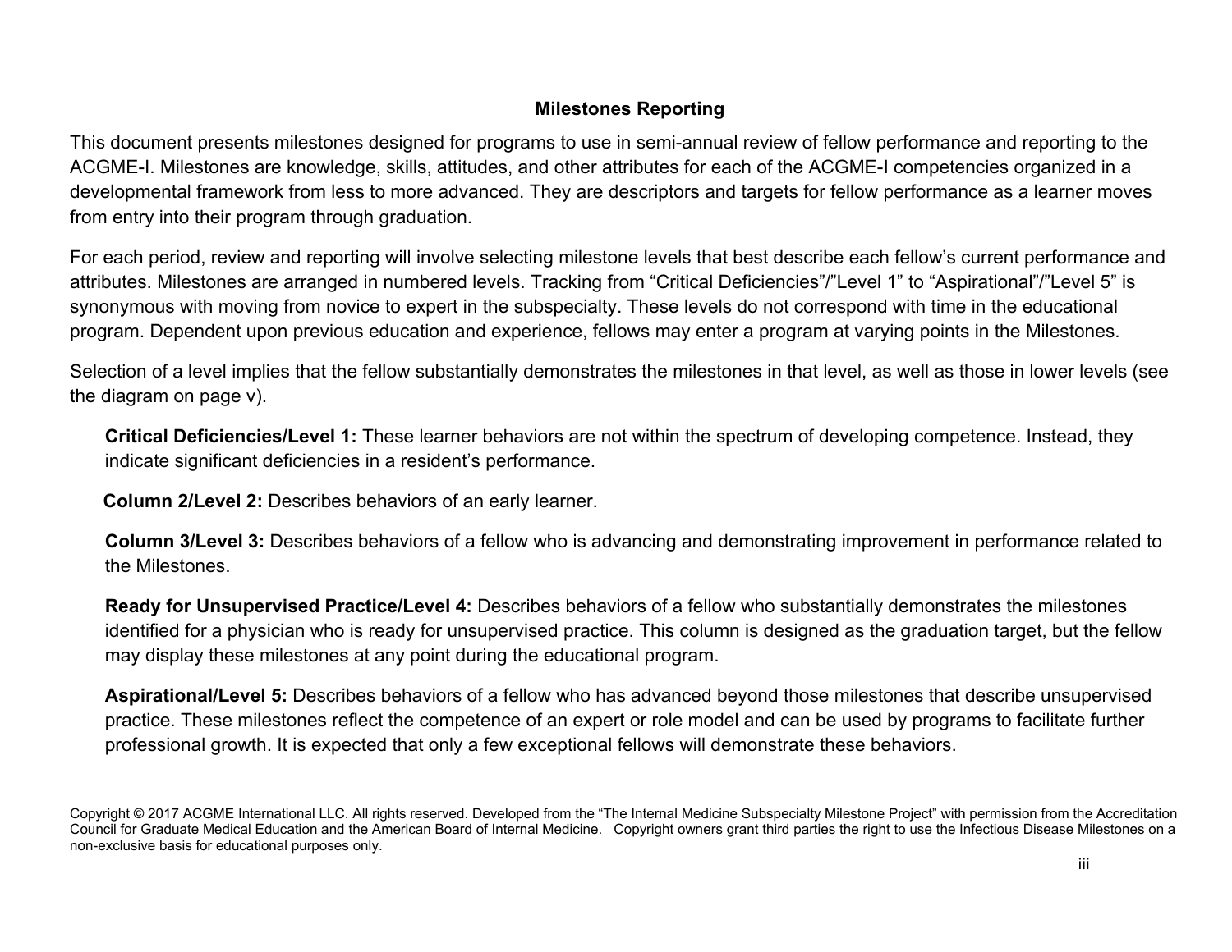## Milestones Reporting

This document presents milestones designed for programs to use in semi-annual review of fellow performance and reporting to the ACGME-I. Milestones are knowledge, skills, attitudes, and other attributes for each of the ACGME-I competencies organized in a developmental framework from less to more advanced. They are descriptors and targets for fellow performance as a learner moves from entry into their program through graduation.

For each period, review and reporting will involve selecting milestone levels that best describe each fellow's current performance and attributes. Milestones are arranged in numbered levels. Tracking from "Critical Deficiencies"/"Level 1" to "Aspirational"/"Level 5" is synonymous with moving from novice to expert in the subspecialty. These levels do not correspond with time in the educational program. Dependent upon previous education and experience, fellows may enter a program at varying points in the Milestones.

Selection of a level implies that the fellow substantially demonstrates the milestones in that level, as well as those in lower levels (see the diagram on page v).

**Critical Deficiencies/Level 1:** These learner behaviors are not within the spectrum of developing competence. Instead, they indicate significant deficiencies in a resident's performance.

**Column 2/Level 2:** Describes behaviors of an early learner.

**Column 3/Level 3:** Describes behaviors of a fellow who is advancing and demonstrating improvement in performance related to the Milestones.

**Ready for Unsupervised Practice/Level 4:** Describes behaviors of a fellow who substantially demonstrates the milestones identified for a physician who is ready for unsupervised practice. This column is designed as the graduation target, but the fellow may display these milestones at any point during the educational program.

**Aspirational/Level 5:** Describes behaviors of a fellow who has advanced beyond those milestones that describe unsupervised practice. These milestones reflect the competence of an expert or role model and can be used by programs to facilitate further professional growth. It is expected that only a few exceptional fellows will demonstrate these behaviors.

Copyright © 2017 ACGME International LLC. All rights reserved. Developed from the "The Internal Medicine Subspecialty Milestone Project" with permission from the Accreditation Council for Graduate Medical Education and the American Board of Internal Medicine. Copyright owners grant third parties the right to use the Infectious Disease Milestones on a non-exclusive basis for educational purposes only.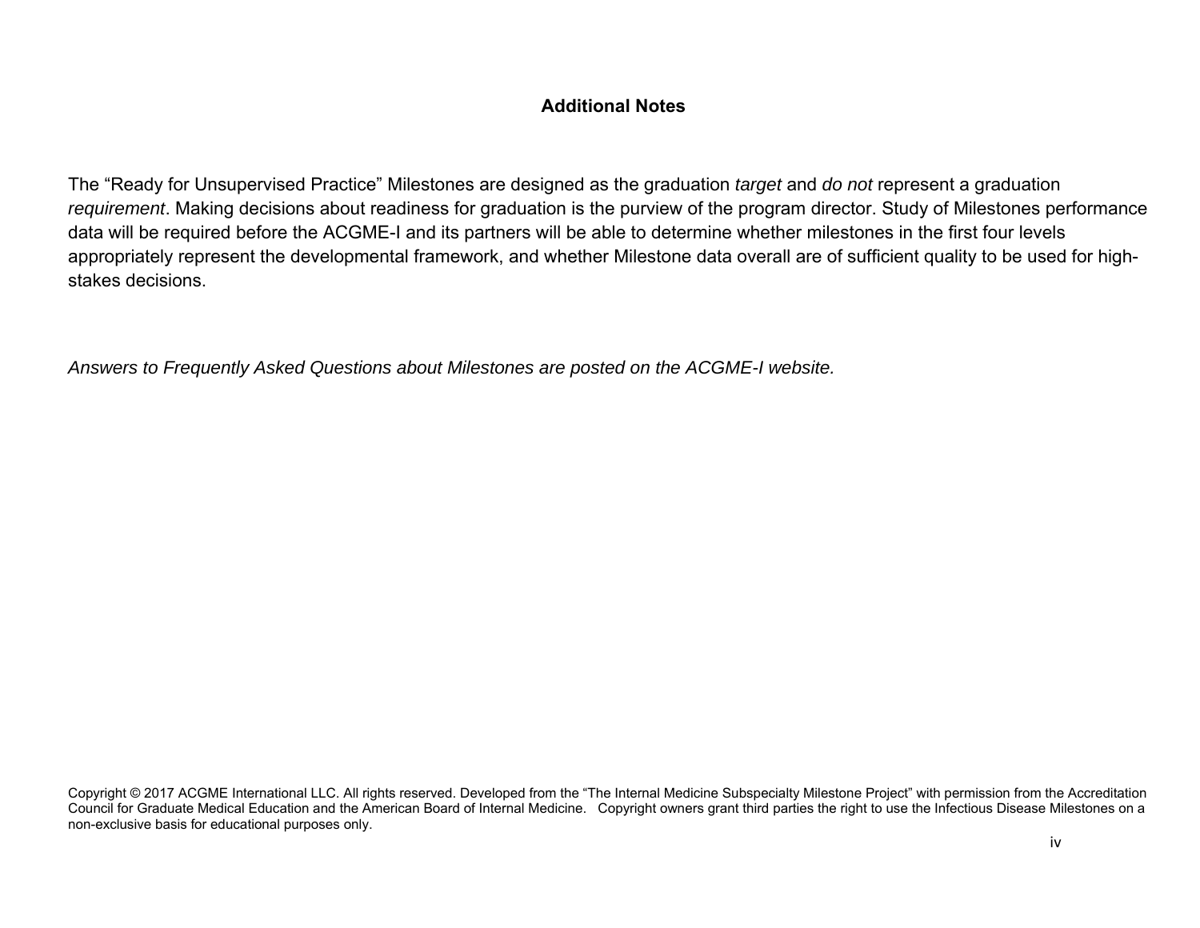## Additional Notes

The "Ready for Unsupervised Practice" Milestones are designed as the graduation *target* and *do not* represent a graduation *requirement*. Making decisions about readiness for graduation is the purview of the program director. Study of Milestones performance data will be required before the ACGME-I and its partners will be able to determine whether milestones in the first four levels appropriately represent the developmental framework, and whether Milestone data overall are of sufficient quality to be used for high-stakes decisions.

*Answers to Frequently Asked Questions about Milestones are posted on the ACGME-I website.*

Copyright © 2017 ACGME International LLC. All rights reserved. Developed from the "The Internal Medicine Subspecialty Milestone Project" with permission from the Accreditation Council for Graduate Medical Education and the American Board of Internal Medicine. Copyright owners grant third parties the right to use the Infectious Disease Milestones on a non-exclusive basis for educational purposes only.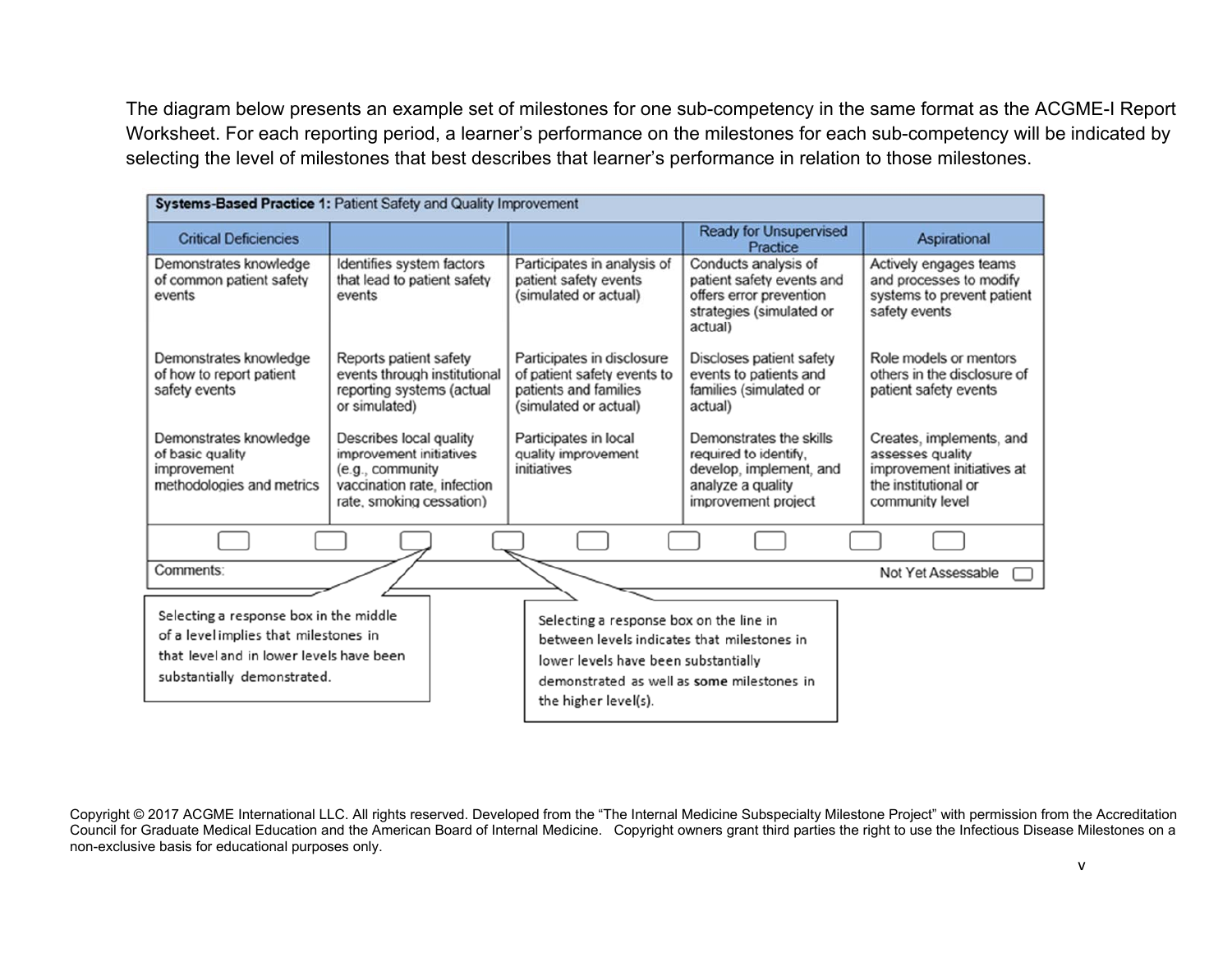The diagram below presents an example set of milestones for one sub-competency in the same format as the ACGME-I Report Worksheet. For each reporting period, a learner's performance on the milestones for each sub-competency will be indicated by selecting the level of milestones that best describes that learner's performance in relation to those milestones.

| **Systems-Based Practice 1:** Patient Safety and Quality Improvement | | | | |
|---|---|---|---|---|
| Critical Deficiencies | | | Ready for Unsupervised Practice | Aspirational |
| Demonstrates knowledge of common patient safety events | Identifies system factors that lead to patient safety events | Participates in analysis of patient safety events (simulated or actual) | Conducts analysis of patient safety events and offers error prevention strategies (simulated or actual) | Actively engages teams and processes to modify systems to prevent patient safety events |
| Demonstrates knowledge of how to report patient safety events | Reports patient safety events through institutional reporting systems (actual or simulated) | Participates in disclosure of patient safety events to patients and families (simulated or actual) | Discloses patient safety events to patients and families (simulated or actual) | Role models or mentors others in the disclosure of patient safety events |
| Demonstrates knowledge of basic quality improvement methodologies and metrics | Describes local quality improvement initiatives (e.g., community vaccination rate, infection rate, smoking cessation) | Participates in local quality improvement initiatives | Demonstrates the skills required to identify, develop, implement, and analyze a quality improvement project | Creates, implements, and assesses quality improvement initiatives at the institutional or community level |
| ☐ ☐ | ☐ ☐ | ☐ ☐ | ☐ ☐ | ☐ |
| Comments: | | | | Not Yet Assessable ☐ |

Selecting a response box in the middle of a level implies that milestones in that level and in lower levels have been substantially demonstrated.

Selecting a response box on the line in between levels indicates that milestones in lower levels have been substantially demonstrated as well as **some** milestones in the higher level(s).

Copyright © 2017 ACGME International LLC. All rights reserved. Developed from the "The Internal Medicine Subspecialty Milestone Project" with permission from the Accreditation Council for Graduate Medical Education and the American Board of Internal Medicine. Copyright owners grant third parties the right to use the Infectious Disease Milestones on a non-exclusive basis for educational purposes only.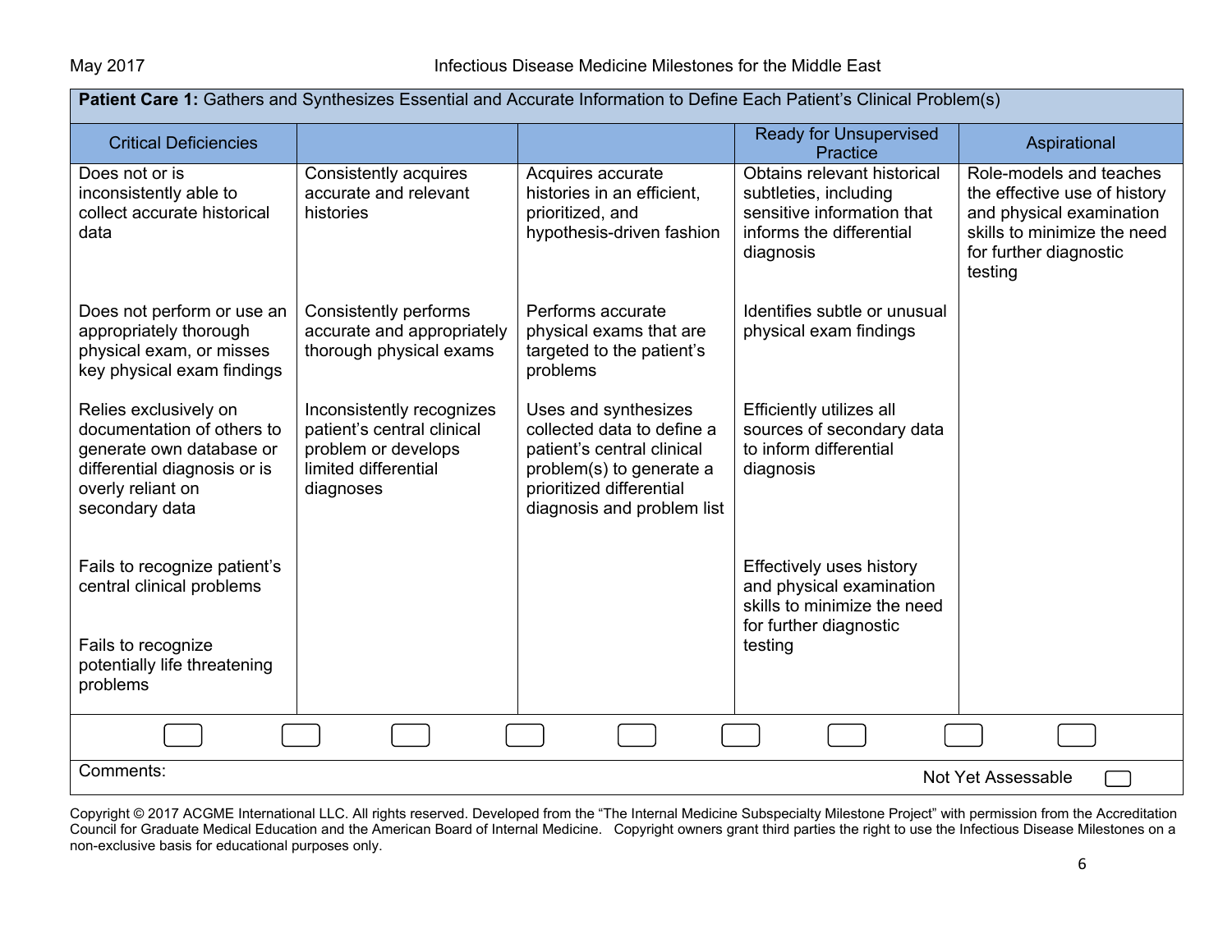**Patient Care 1:** Gathers and Synthesizes Essential and Accurate Information to Define Each Patient's Clinical Problem(s)

| Critical Deficiencies | | | Ready for Unsupervised Practice | Aspirational |
|---|---|---|---|---|
| Does not or is inconsistently able to collect accurate historical data | Consistently acquires accurate and relevant histories | Acquires accurate histories in an efficient, prioritized, and hypothesis-driven fashion | Obtains relevant historical subtleties, including sensitive information that informs the differential diagnosis | Role-models and teaches the effective use of history and physical examination skills to minimize the need for further diagnostic testing |
| Does not perform or use an appropriately thorough physical exam, or misses key physical exam findings | Consistently performs accurate and appropriately thorough physical exams | Performs accurate physical exams that are targeted to the patient's problems | Identifies subtle or unusual physical exam findings | |
| Relies exclusively on documentation of others to generate own database or differential diagnosis or is overly reliant on secondary data | Inconsistently recognizes patient's central clinical problem or develops limited differential diagnoses | Uses and synthesizes collected data to define a patient's central clinical problem(s) to generate a prioritized differential diagnosis and problem list | Efficiently utilizes all sources of secondary data to inform differential diagnosis | |
| Fails to recognize patient's central clinical problems | | | Effectively uses history and physical examination skills to minimize the need for further diagnostic testing | |
| Fails to recognize potentially life threatening problems | | | | |

Comments:

Not Yet Assessable

Copyright © 2017 ACGME International LLC. All rights reserved. Developed from the "The Internal Medicine Subspecialty Milestone Project" with permission from the Accreditation Council for Graduate Medical Education and the American Board of Internal Medicine. Copyright owners grant third parties the right to use the Infectious Disease Milestones on a non-exclusive basis for educational purposes only.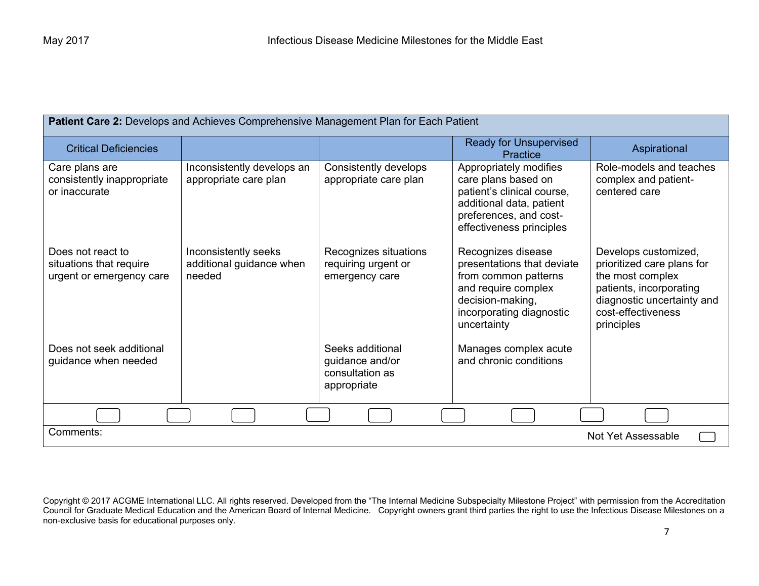| **Patient Care 2:** Develops and Achieves Comprehensive Management Plan for Each Patient | | | | |
|---|---|---|---|---|
| Critical Deficiencies | | | Ready for Unsupervised Practice | Aspirational |
| Care plans are consistently inappropriate or inaccurate | Inconsistently develops an appropriate care plan | Consistently develops appropriate care plan | Appropriately modifies care plans based on patient's clinical course, additional data, patient preferences, and cost-effectiveness principles | Role-models and teaches complex and patient-centered care |
| Does not react to situations that require urgent or emergency care | Inconsistently seeks additional guidance when needed | Recognizes situations requiring urgent or emergency care | Recognizes disease presentations that deviate from common patterns and require complex decision-making, incorporating diagnostic uncertainty | Develops customized, prioritized care plans for the most complex patients, incorporating diagnostic uncertainty and cost-effectiveness principles |
| Does not seek additional guidance when needed | | Seeks additional guidance and/or consultation as appropriate | Manages complex acute and chronic conditions | |

Comments:

Not Yet Assessable

Copyright © 2017 ACGME International LLC. All rights reserved. Developed from the "The Internal Medicine Subspecialty Milestone Project" with permission from the Accreditation Council for Graduate Medical Education and the American Board of Internal Medicine. Copyright owners grant third parties the right to use the Infectious Disease Milestones on a non-exclusive basis for educational purposes only.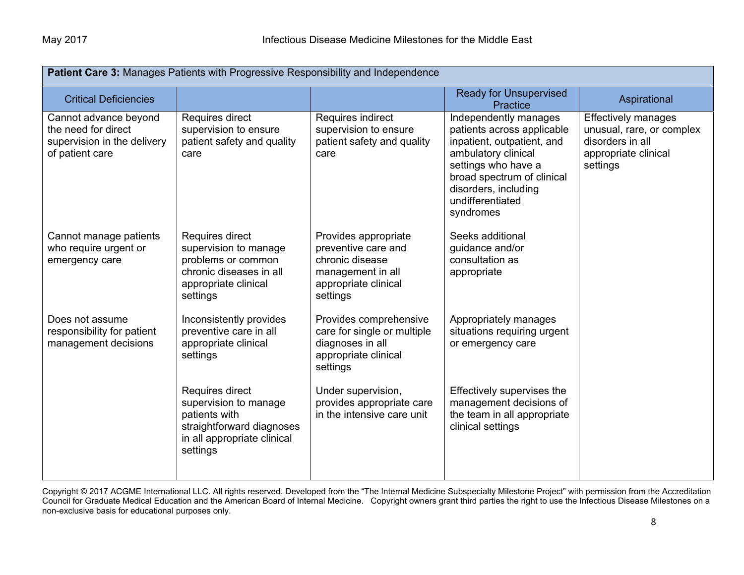| Patient Care 3: Manages Patients with Progressive Responsibility and Independence | | | | |
|---|---|---|---|---|
| Critical Deficiencies | | | Ready for Unsupervised Practice | Aspirational |
| Cannot advance beyond the need for direct supervision in the delivery of patient care | Requires direct supervision to ensure patient safety and quality care | Requires indirect supervision to ensure patient safety and quality care | Independently manages patients across applicable inpatient, outpatient, and ambulatory clinical settings who have a broad spectrum of clinical disorders, including undifferentiated syndromes | Effectively manages unusual, rare, or complex disorders in all appropriate clinical settings |
| Cannot manage patients who require urgent or emergency care | Requires direct supervision to manage problems or common chronic diseases in all appropriate clinical settings | Provides appropriate preventive care and chronic disease management in all appropriate clinical settings | Seeks additional guidance and/or consultation as appropriate | |
| Does not assume responsibility for patient management decisions | Inconsistently provides preventive care in all appropriate clinical settings | Provides comprehensive care for single or multiple diagnoses in all appropriate clinical settings | Appropriately manages situations requiring urgent or emergency care | |
| | Requires direct supervision to manage patients with straightforward diagnoses in all appropriate clinical settings | Under supervision, provides appropriate care in the intensive care unit | Effectively supervises the management decisions of the team in all appropriate clinical settings | |

Copyright © 2017 ACGME International LLC. All rights reserved. Developed from the "The Internal Medicine Subspecialty Milestone Project" with permission from the Accreditation Council for Graduate Medical Education and the American Board of Internal Medicine. Copyright owners grant third parties the right to use the Infectious Disease Milestones on a non-exclusive basis for educational purposes only.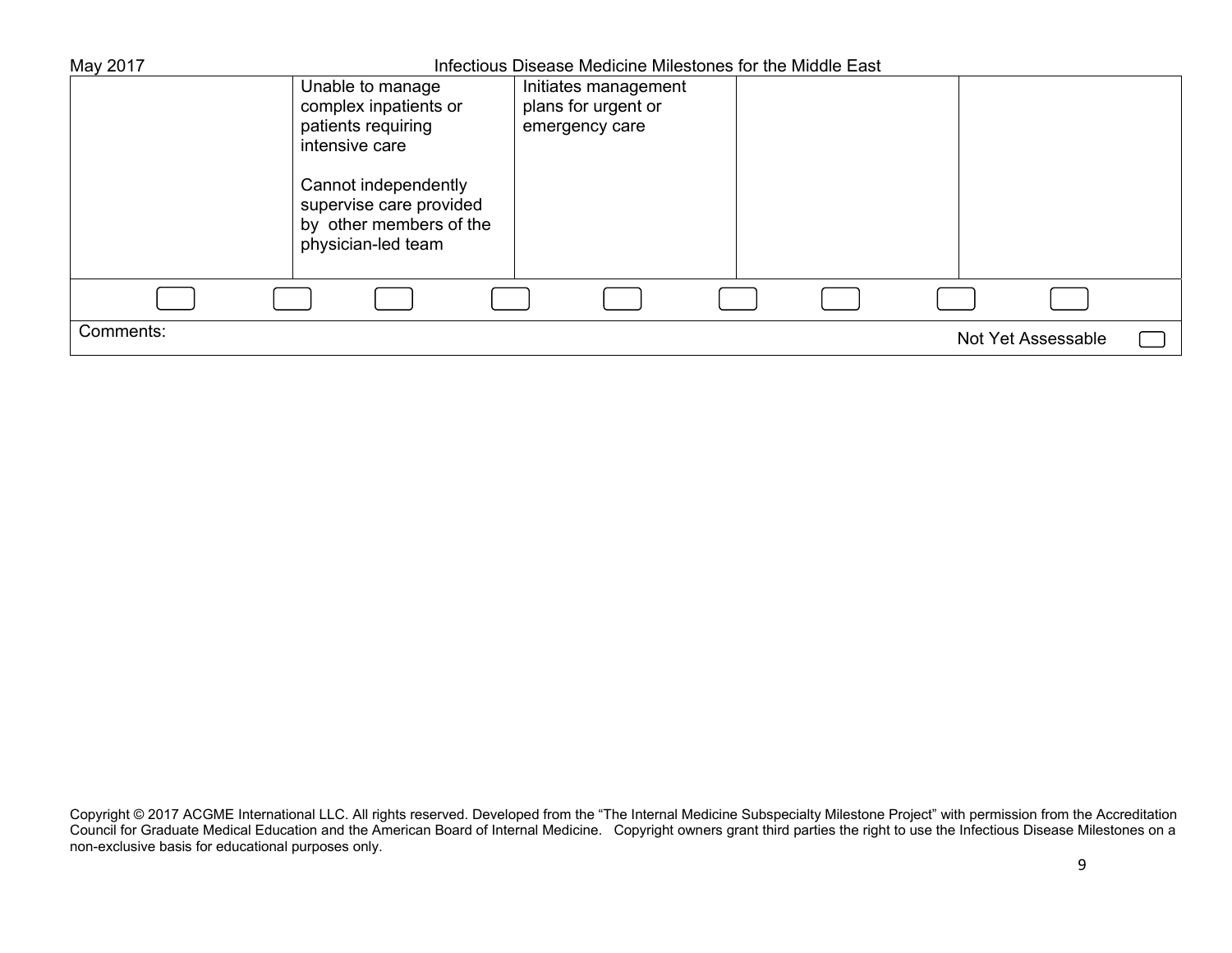| | | | | |
|---|---|---|---|---|
| | Unable to manage complex inpatients or patients requiring intensive care<br><br>Cannot independently supervise care provided by other members of the physician-led team | Initiates management plans for urgent or emergency care | | |

Comments:

Not Yet Assessable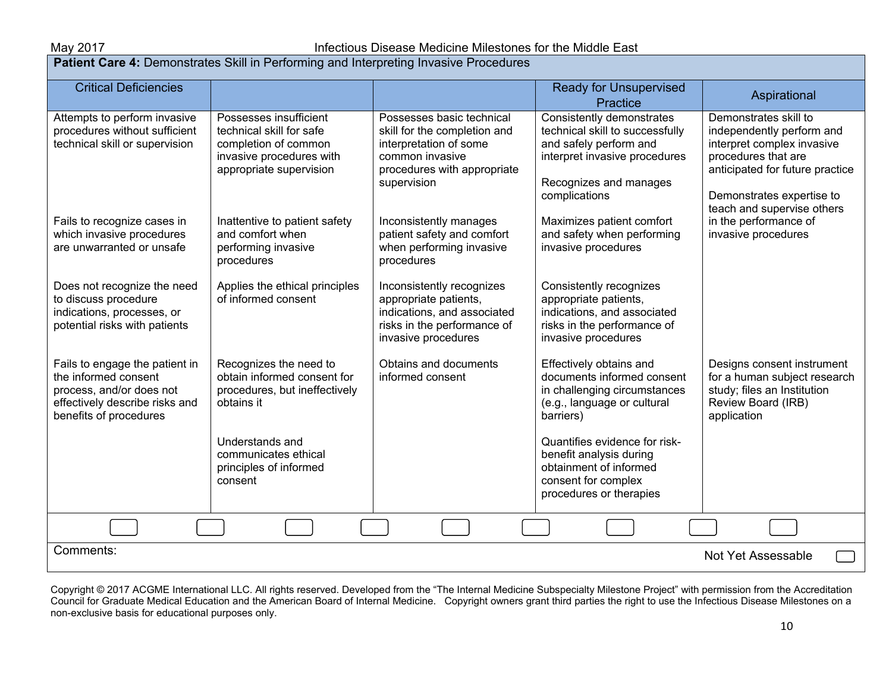**Patient Care 4:** Demonstrates Skill in Performing and Interpreting Invasive Procedures

| Critical Deficiencies | | | Ready for Unsupervised Practice | Aspirational |
|---|---|---|---|---|
| Attempts to perform invasive procedures without sufficient technical skill or supervision | Possesses insufficient technical skill for safe completion of common invasive procedures with appropriate supervision | Possesses basic technical skill for the completion and interpretation of some common invasive procedures with appropriate supervision | Consistently demonstrates technical skill to successfully and safely perform and interpret invasive procedures<br><br>Recognizes and manages complications | Demonstrates skill to independently perform and interpret complex invasive procedures that are anticipated for future practice<br><br>Demonstrates expertise to teach and supervise others in the performance of invasive procedures |
| Fails to recognize cases in which invasive procedures are unwarranted or unsafe | Inattentive to patient safety and comfort when performing invasive procedures | Inconsistently manages patient safety and comfort when performing invasive procedures | Maximizes patient comfort and safety when performing invasive procedures | |
| Does not recognize the need to discuss procedure indications, processes, or potential risks with patients | Applies the ethical principles of informed consent | Inconsistently recognizes appropriate patients, indications, and associated risks in the performance of invasive procedures | Consistently recognizes appropriate patients, indications, and associated risks in the performance of invasive procedures | |
| Fails to engage the patient in the informed consent process, and/or does not effectively describe risks and benefits of procedures | Recognizes the need to obtain informed consent for procedures, but ineffectively obtains it<br><br>Understands and communicates ethical principles of informed consent | Obtains and documents informed consent | Effectively obtains and documents informed consent in challenging circumstances (e.g., language or cultural barriers)<br><br>Quantifies evidence for risk-benefit analysis during obtainment of informed consent for complex procedures or therapies | Designs consent instrument for a human subject research study; files an Institution Review Board (IRB) application |

☐ ☐ ☐ ☐ ☐ ☐ ☐ ☐ ☐

Comments:

Not Yet Assessable ☐

Copyright © 2017 ACGME International LLC. All rights reserved. Developed from the "The Internal Medicine Subspecialty Milestone Project" with permission from the Accreditation Council for Graduate Medical Education and the American Board of Internal Medicine. Copyright owners grant third parties the right to use the Infectious Disease Milestones on a non-exclusive basis for educational purposes only.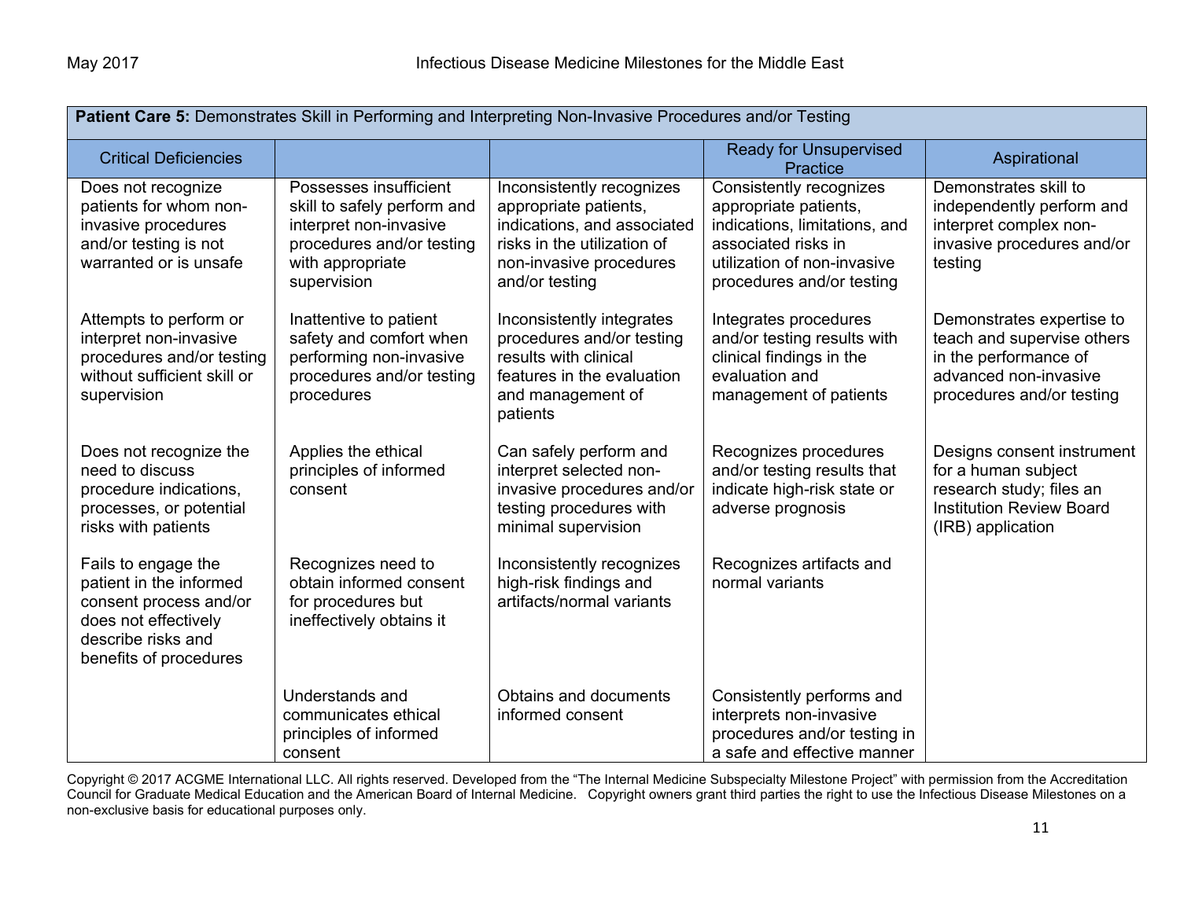| **Patient Care 5:** Demonstrates Skill in Performing and Interpreting Non-Invasive Procedures and/or Testing | | | | |
|---|---|---|---|---|
| Critical Deficiencies | | | Ready for Unsupervised Practice | Aspirational |
| Does not recognize patients for whom non-invasive procedures and/or testing is not warranted or is unsafe<br><br>Attempts to perform or interpret non-invasive procedures and/or testing without sufficient skill or supervision<br><br>Does not recognize the need to discuss procedure indications, processes, or potential risks with patients<br><br>Fails to engage the patient in the informed consent process and/or does not effectively describe risks and benefits of procedures | Possesses insufficient skill to safely perform and interpret non-invasive procedures and/or testing with appropriate supervision<br><br>Inattentive to patient safety and comfort when performing non-invasive procedures and/or testing procedures<br><br>Applies the ethical principles of informed consent<br><br>Recognizes need to obtain informed consent for procedures but ineffectively obtains it<br><br>Understands and communicates ethical principles of informed consent | Inconsistently recognizes appropriate patients, indications, and associated risks in the utilization of non-invasive procedures and/or testing<br><br>Inconsistently integrates procedures and/or testing results with clinical features in the evaluation and management of patients<br><br>Can safely perform and interpret selected non-invasive procedures and/or testing procedures with minimal supervision<br><br>Inconsistently recognizes high-risk findings and artifacts/normal variants<br><br>Obtains and documents informed consent | Consistently recognizes appropriate patients, indications, limitations, and associated risks in utilization of non-invasive procedures and/or testing<br><br>Integrates procedures and/or testing results with clinical findings in the evaluation and management of patients<br><br>Recognizes procedures and/or testing results that indicate high-risk state or adverse prognosis<br><br>Recognizes artifacts and normal variants<br><br>Consistently performs and interprets non-invasive procedures and/or testing in a safe and effective manner | Demonstrates skill to independently perform and interpret complex non-invasive procedures and/or testing<br><br>Demonstrates expertise to teach and supervise others in the performance of advanced non-invasive procedures and/or testing<br><br>Designs consent instrument for a human subject research study; files an Institution Review Board (IRB) application |

Copyright © 2017 ACGME International LLC. All rights reserved. Developed from the "The Internal Medicine Subspecialty Milestone Project" with permission from the Accreditation Council for Graduate Medical Education and the American Board of Internal Medicine. Copyright owners grant third parties the right to use the Infectious Disease Milestones on a non-exclusive basis for educational purposes only.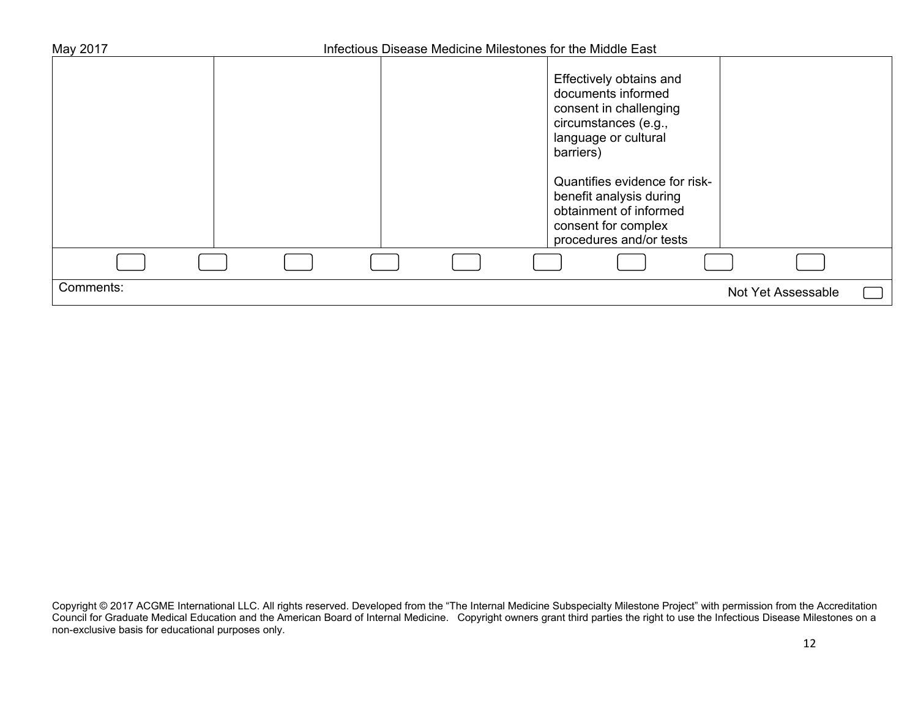| | | | | |
|---|---|---|---|---|
| | | | Effectively obtains and documents informed consent in challenging circumstances (e.g., language or cultural barriers)<br><br>Quantifies evidence for risk-benefit analysis during obtainment of informed consent for complex procedures and/or tests | |

Comments:

Not Yet Assessable

Copyright © 2017 ACGME International LLC. All rights reserved. Developed from the "The Internal Medicine Subspecialty Milestone Project" with permission from the Accreditation Council for Graduate Medical Education and the American Board of Internal Medicine. Copyright owners grant third parties the right to use the Infectious Disease Milestones on a non-exclusive basis for educational purposes only.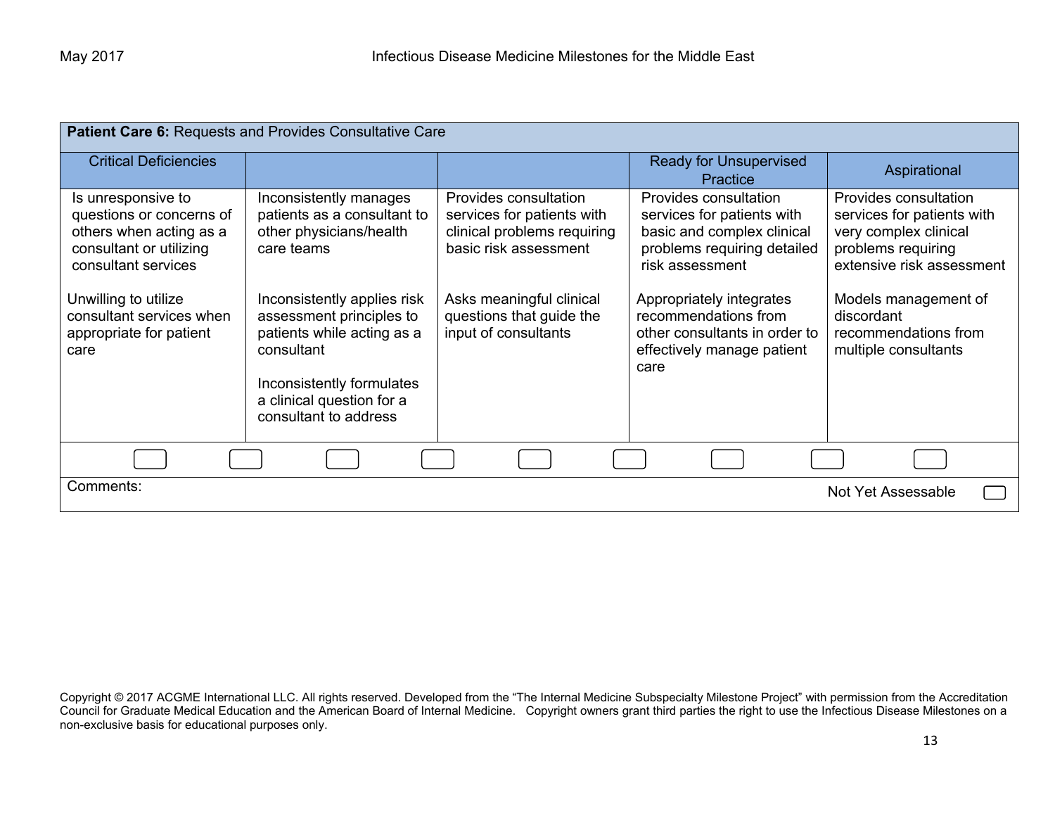| **Patient Care 6:** Requests and Provides Consultative Care | | | | |
|---|---|---|---|---|
| Critical Deficiencies | | | Ready for Unsupervised Practice | Aspirational |
| Is unresponsive to questions or concerns of others when acting as a consultant or utilizing consultant services<br><br>Unwilling to utilize consultant services when appropriate for patient care | Inconsistently manages patients as a consultant to other physicians/health care teams<br><br>Inconsistently applies risk assessment principles to patients while acting as a consultant<br><br>Inconsistently formulates a clinical question for a consultant to address | Provides consultation services for patients with clinical problems requiring basic risk assessment<br><br>Asks meaningful clinical questions that guide the input of consultants | Provides consultation services for patients with basic and complex clinical problems requiring detailed risk assessment<br><br>Appropriately integrates recommendations from other consultants in order to effectively manage patient care | Provides consultation services for patients with very complex clinical problems requiring extensive risk assessment<br><br>Models management of discordant recommendations from multiple consultants |
| Comments: | | | | Not Yet Assessable |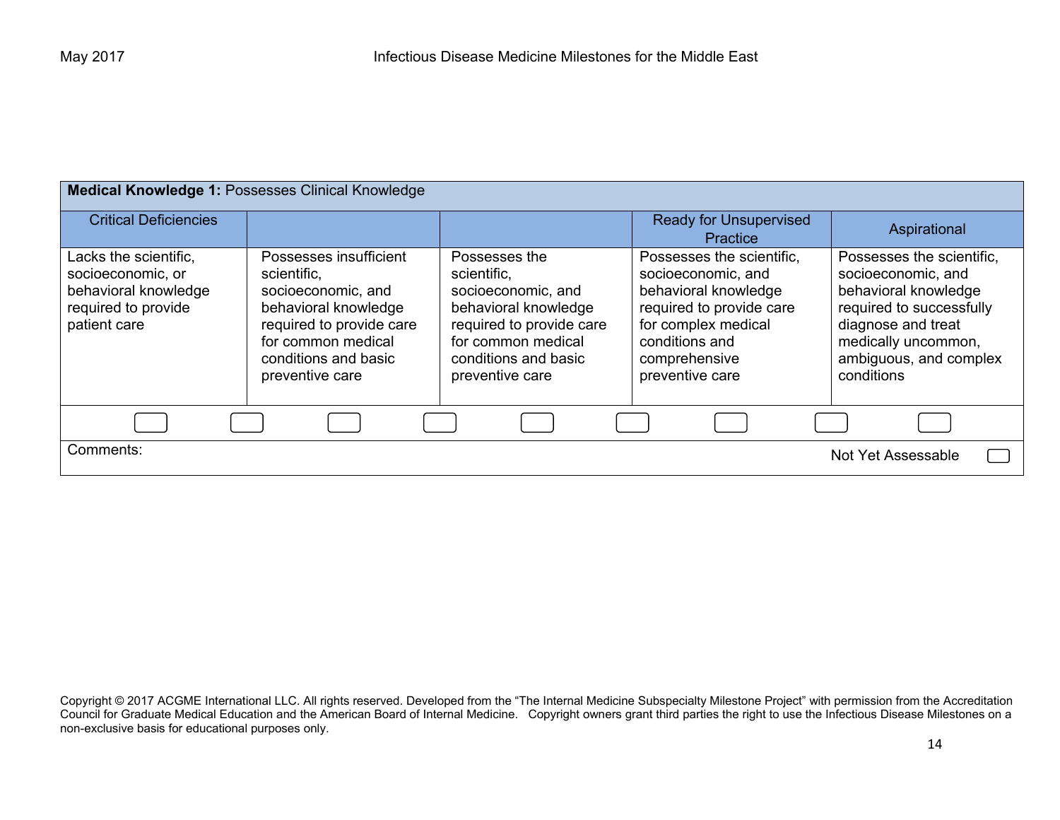| **Medical Knowledge 1:** Possesses Clinical Knowledge | | | | |
|---|---|---|---|---|
| Critical Deficiencies | | | Ready for Unsupervised Practice | Aspirational |
| Lacks the scientific, socioeconomic, or behavioral knowledge required to provide patient care | Possesses insufficient scientific, socioeconomic, and behavioral knowledge required to provide care for common medical conditions and basic preventive care | Possesses the scientific, socioeconomic, and behavioral knowledge required to provide care for common medical conditions and basic preventive care | Possesses the scientific, socioeconomic, and behavioral knowledge required to provide care for complex medical conditions and comprehensive preventive care | Possesses the scientific, socioeconomic, and behavioral knowledge required to successfully diagnose and treat medically uncommon, ambiguous, and complex conditions |

Comments:

Not Yet Assessable

Copyright © 2017 ACGME International LLC. All rights reserved. Developed from the "The Internal Medicine Subspecialty Milestone Project" with permission from the Accreditation Council for Graduate Medical Education and the American Board of Internal Medicine. Copyright owners grant third parties the right to use the Infectious Disease Milestones on a non-exclusive basis for educational purposes only.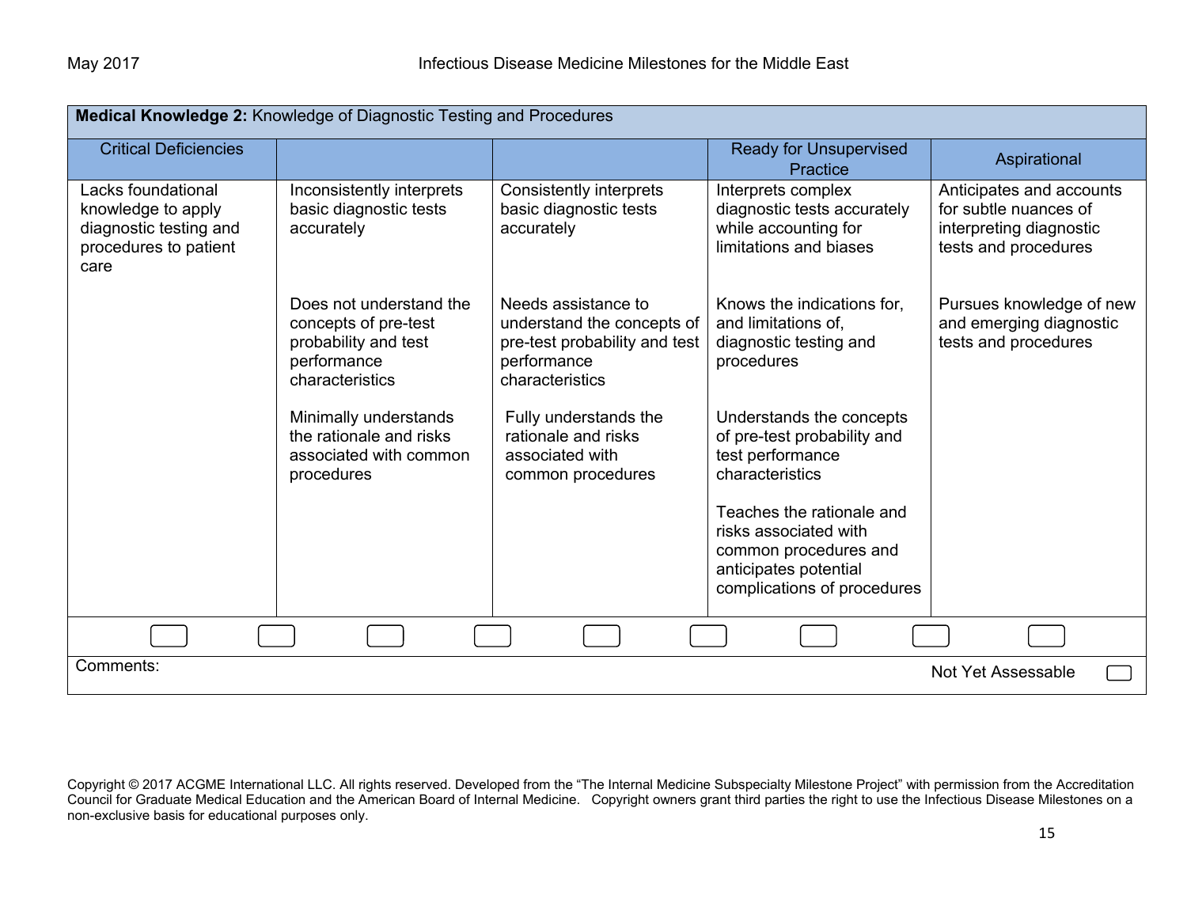| **Medical Knowledge 2:** Knowledge of Diagnostic Testing and Procedures | | | | |
|---|---|---|---|---|
| Critical Deficiencies | | | Ready for Unsupervised Practice | Aspirational |
| Lacks foundational knowledge to apply diagnostic testing and procedures to patient care | Inconsistently interprets basic diagnostic tests accurately<br><br>Does not understand the concepts of pre-test probability and test performance characteristics<br><br>Minimally understands the rationale and risks associated with common procedures | Consistently interprets basic diagnostic tests accurately<br><br>Needs assistance to understand the concepts of pre-test probability and test performance characteristics<br><br>Fully understands the rationale and risks associated with common procedures | Interprets complex diagnostic tests accurately while accounting for limitations and biases<br><br>Knows the indications for, and limitations of, diagnostic testing and procedures<br><br>Understands the concepts of pre-test probability and test performance characteristics<br><br>Teaches the rationale and risks associated with common procedures and anticipates potential complications of procedures | Anticipates and accounts for subtle nuances of interpreting diagnostic tests and procedures<br><br>Pursues knowledge of new and emerging diagnostic tests and procedures |

Comments:

Not Yet Assessable

Copyright © 2017 ACGME International LLC. All rights reserved. Developed from the "The Internal Medicine Subspecialty Milestone Project" with permission from the Accreditation Council for Graduate Medical Education and the American Board of Internal Medicine. Copyright owners grant third parties the right to use the Infectious Disease Milestones on a non-exclusive basis for educational purposes only.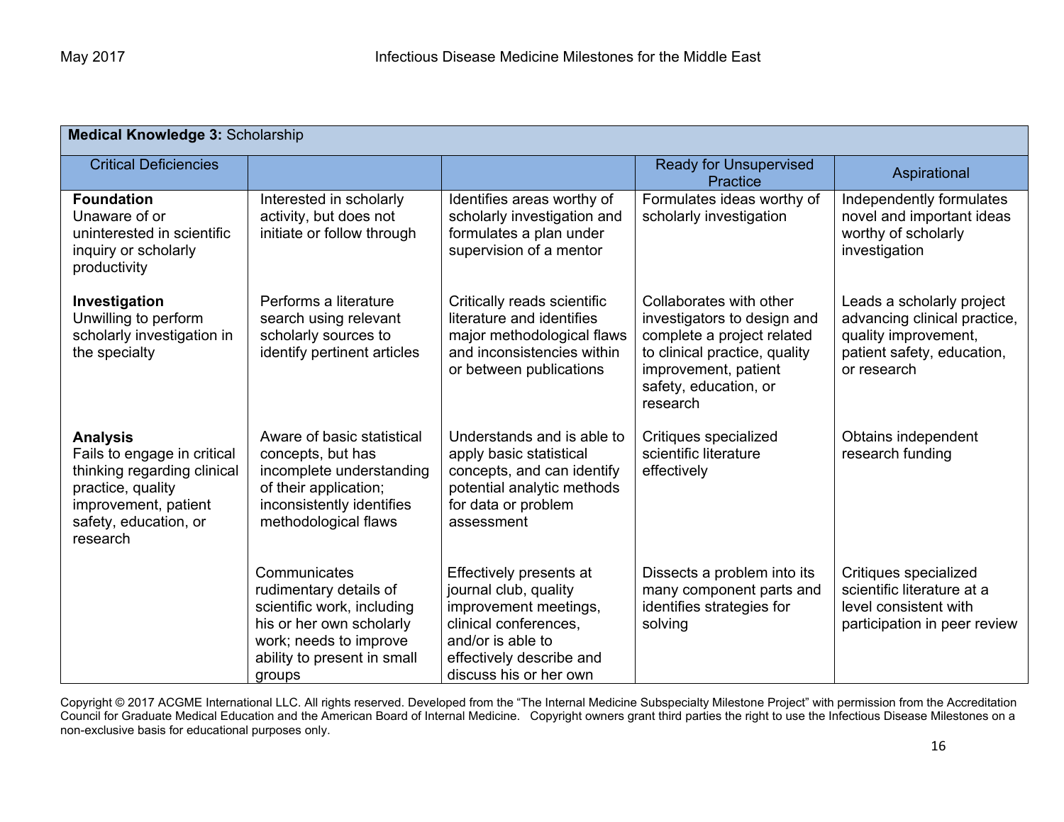| **Medical Knowledge 3:** Scholarship | | | | |
|---|---|---|---|---|
| Critical Deficiencies | | | Ready for Unsupervised Practice | Aspirational |
| **Foundation**<br>Unaware of or uninterested in scientific inquiry or scholarly productivity | Interested in scholarly activity, but does not initiate or follow through | Identifies areas worthy of scholarly investigation and formulates a plan under supervision of a mentor | Formulates ideas worthy of scholarly investigation | Independently formulates novel and important ideas worthy of scholarly investigation |
| **Investigation**<br>Unwilling to perform scholarly investigation in the specialty | Performs a literature search using relevant scholarly sources to identify pertinent articles | Critically reads scientific literature and identifies major methodological flaws and inconsistencies within or between publications | Collaborates with other investigators to design and complete a project related to clinical practice, quality improvement, patient safety, education, or research | Leads a scholarly project advancing clinical practice, quality improvement, patient safety, education, or research |
| **Analysis**<br>Fails to engage in critical thinking regarding clinical practice, quality improvement, patient safety, education, or research | Aware of basic statistical concepts, but has incomplete understanding of their application; inconsistently identifies methodological flaws | Understands and is able to apply basic statistical concepts, and can identify potential analytic methods for data or problem assessment | Critiques specialized scientific literature effectively | Obtains independent research funding |
| | Communicates rudimentary details of scientific work, including his or her own scholarly work; needs to improve ability to present in small groups | Effectively presents at journal club, quality improvement meetings, clinical conferences, and/or is able to effectively describe and discuss his or her own | Dissects a problem into its many component parts and identifies strategies for solving | Critiques specialized scientific literature at a level consistent with participation in peer review |

Copyright © 2017 ACGME International LLC. All rights reserved. Developed from the "The Internal Medicine Subspecialty Milestone Project" with permission from the Accreditation Council for Graduate Medical Education and the American Board of Internal Medicine. Copyright owners grant third parties the right to use the Infectious Disease Milestones on a non-exclusive basis for educational purposes only.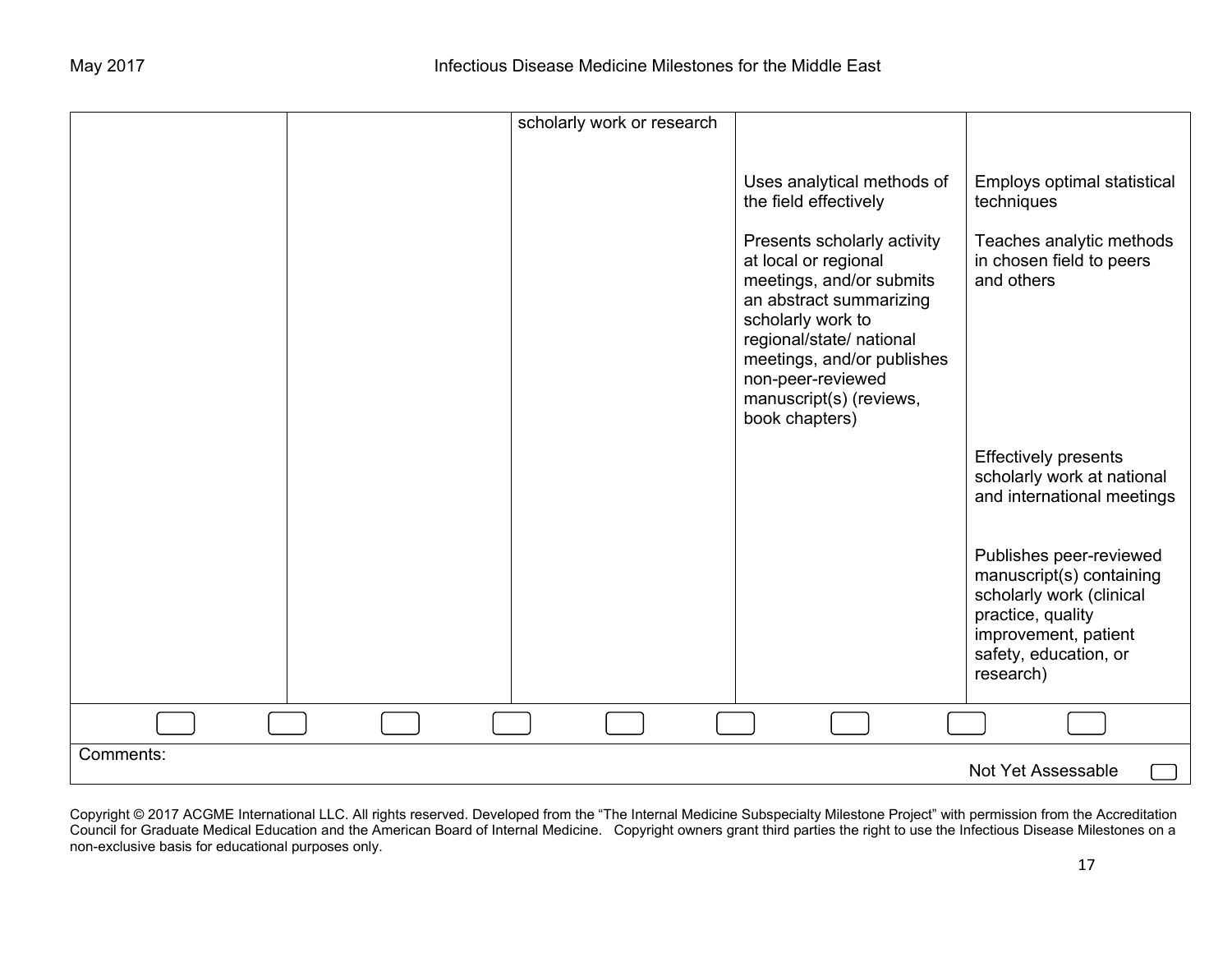| | | | | |
|---|---|---|---|---|
| | | scholarly work or research | Uses analytical methods of the field effectively<br><br>Presents scholarly activity at local or regional meetings, and/or submits an abstract summarizing scholarly work to regional/state/ national meetings, and/or publishes non-peer-reviewed manuscript(s) (reviews, book chapters) | Employs optimal statistical techniques<br><br>Teaches analytic methods in chosen field to peers and others<br><br>Effectively presents scholarly work at national and international meetings<br><br>Publishes peer-reviewed manuscript(s) containing scholarly work (clinical practice, quality improvement, patient safety, education, or research) |

Comments:

Not Yet Assessable

Copyright © 2017 ACGME International LLC. All rights reserved. Developed from the "The Internal Medicine Subspecialty Milestone Project" with permission from the Accreditation Council for Graduate Medical Education and the American Board of Internal Medicine. Copyright owners grant third parties the right to use the Infectious Disease Milestones on a non-exclusive basis for educational purposes only.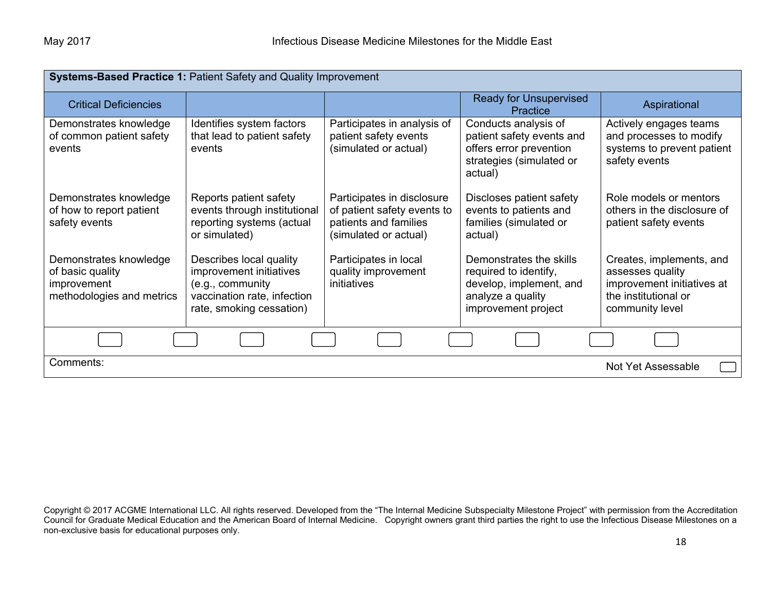**Systems-Based Practice 1:** Patient Safety and Quality Improvement

| Critical Deficiencies | | | Ready for Unsupervised Practice | Aspirational |
|---|---|---|---|---|
| Demonstrates knowledge of common patient safety events | Identifies system factors that lead to patient safety events | Participates in analysis of patient safety events (simulated or actual) | Conducts analysis of patient safety events and offers error prevention strategies (simulated or actual) | Actively engages teams and processes to modify systems to prevent patient safety events |
| Demonstrates knowledge of how to report patient safety events | Reports patient safety events through institutional reporting systems (actual or simulated) | Participates in disclosure of patient safety events to patients and families (simulated or actual) | Discloses patient safety events to patients and families (simulated or actual) | Role models or mentors others in the disclosure of patient safety events |
| Demonstrates knowledge of basic quality improvement methodologies and metrics | Describes local quality improvement initiatives (e.g., community vaccination rate, infection rate, smoking cessation) | Participates in local quality improvement initiatives | Demonstrates the skills required to identify, develop, implement, and analyze a quality improvement project | Creates, implements, and assesses quality improvement initiatives at the institutional or community level |

Comments:

Not Yet Assessable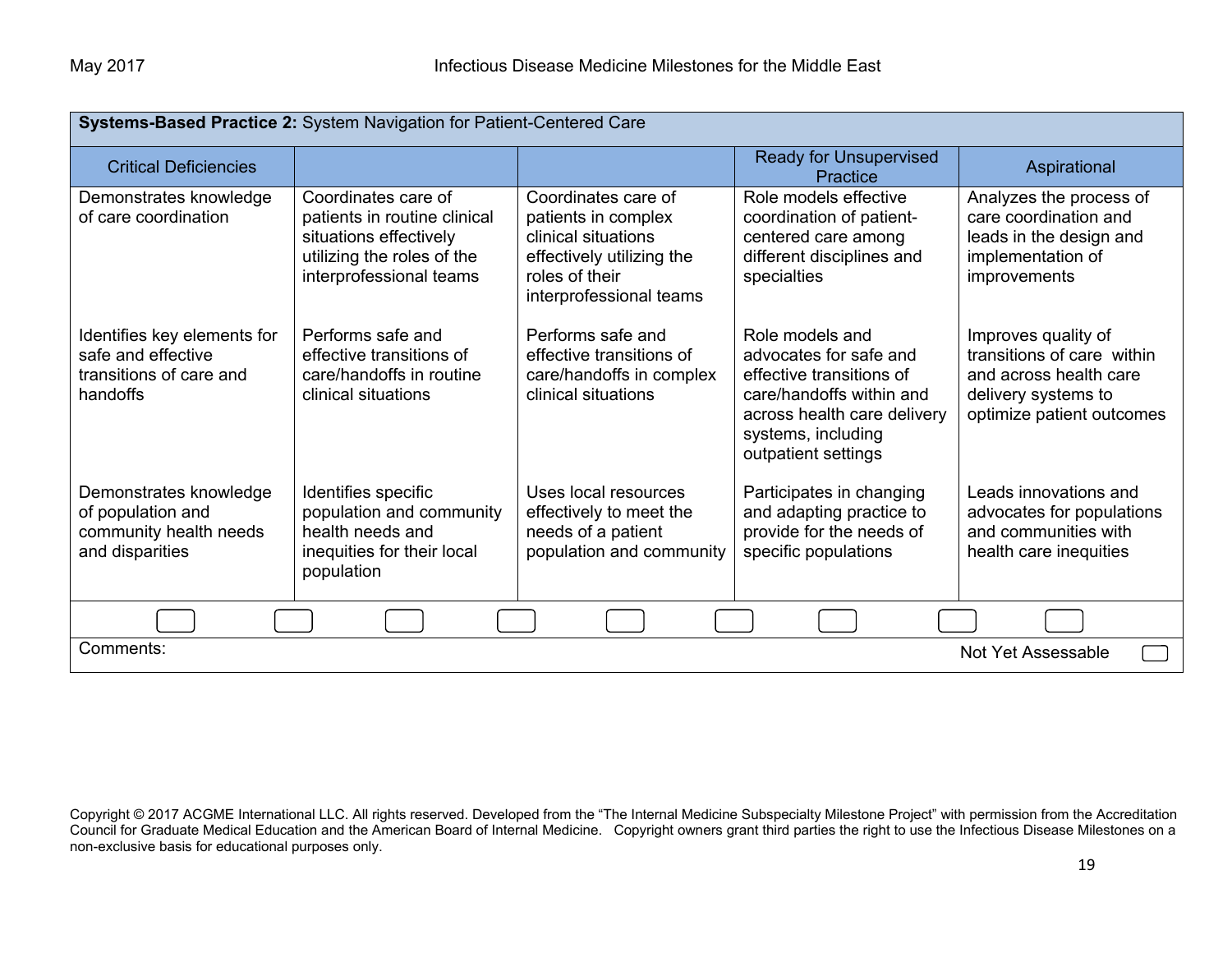| **Systems-Based Practice 2:** System Navigation for Patient-Centered Care | | | | |
|---|---|---|---|---|
| Critical Deficiencies | | | Ready for Unsupervised Practice | Aspirational |
| Demonstrates knowledge of care coordination | Coordinates care of patients in routine clinical situations effectively utilizing the roles of the interprofessional teams | Coordinates care of patients in complex clinical situations effectively utilizing the roles of their interprofessional teams | Role models effective coordination of patient-centered care among different disciplines and specialties | Analyzes the process of care coordination and leads in the design and implementation of improvements |
| Identifies key elements for safe and effective transitions of care and handoffs | Performs safe and effective transitions of care/handoffs in routine clinical situations | Performs safe and effective transitions of care/handoffs in complex clinical situations | Role models and advocates for safe and effective transitions of care/handoffs within and across health care delivery systems, including outpatient settings | Improves quality of transitions of care within and across health care delivery systems to optimize patient outcomes |
| Demonstrates knowledge of population and community health needs and disparities | Identifies specific population and community health needs and inequities for their local population | Uses local resources effectively to meet the needs of a patient population and community | Participates in changing and adapting practice to provide for the needs of specific populations | Leads innovations and advocates for populations and communities with health care inequities |

Comments:

Not Yet Assessable

Copyright © 2017 ACGME International LLC. All rights reserved. Developed from the "The Internal Medicine Subspecialty Milestone Project" with permission from the Accreditation Council for Graduate Medical Education and the American Board of Internal Medicine. Copyright owners grant third parties the right to use the Infectious Disease Milestones on a non-exclusive basis for educational purposes only.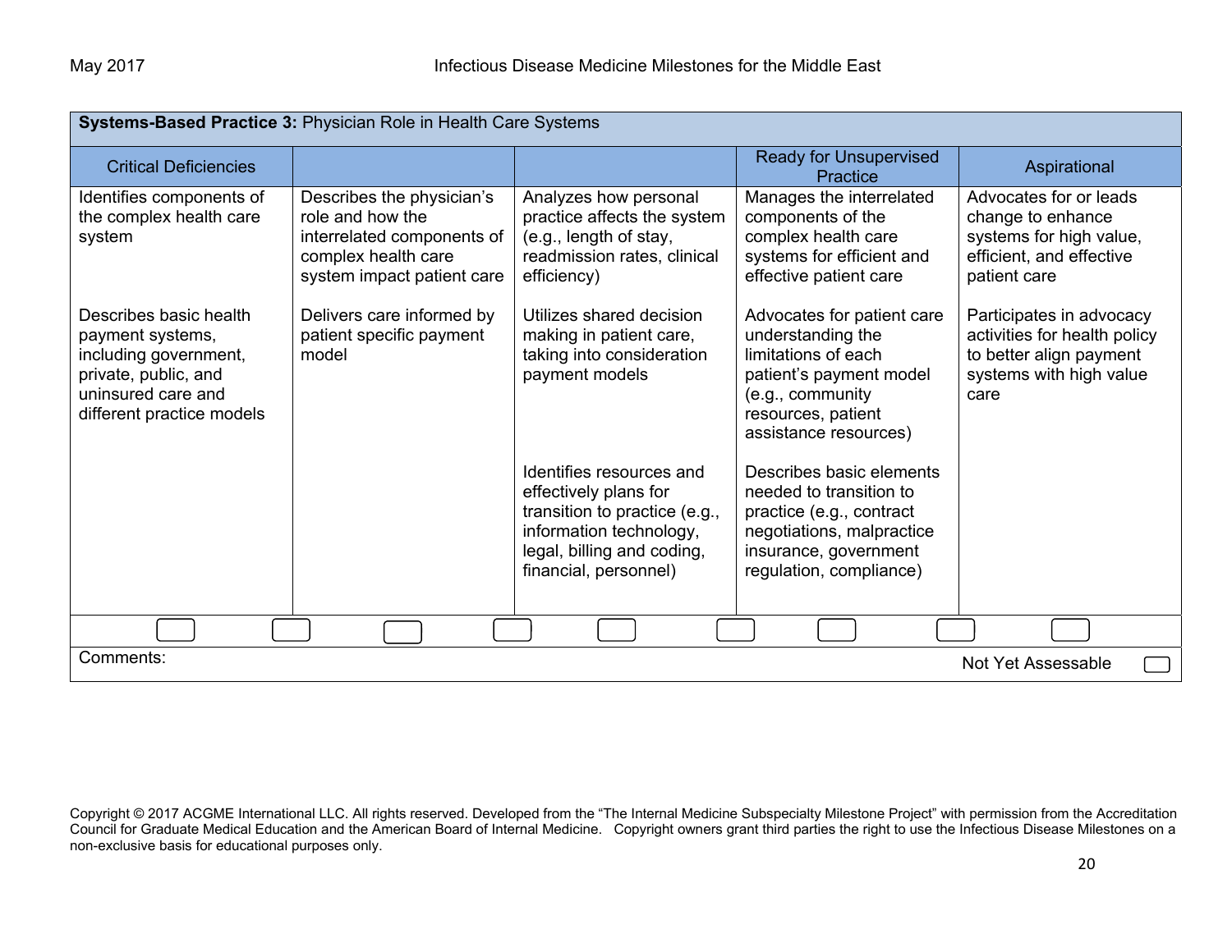**Systems-Based Practice 3:** Physician Role in Health Care Systems

| Critical Deficiencies | | | Ready for Unsupervised Practice | Aspirational |
|---|---|---|---|---|
| Identifies components of the complex health care system | Describes the physician's role and how the interrelated components of complex health care system impact patient care | Analyzes how personal practice affects the system (e.g., length of stay, readmission rates, clinical efficiency) | Manages the interrelated components of the complex health care systems for efficient and effective patient care | Advocates for or leads change to enhance systems for high value, efficient, and effective patient care |
| Describes basic health payment systems, including government, private, public, and uninsured care and different practice models | Delivers care informed by patient specific payment model | Utilizes shared decision making in patient care, taking into consideration payment models | Advocates for patient care understanding the limitations of each patient's payment model (e.g., community resources, patient assistance resources) | Participates in advocacy activities for health policy to better align payment systems with high value care |
| | | Identifies resources and effectively plans for transition to practice (e.g., information technology, legal, billing and coding, financial, personnel) | Describes basic elements needed to transition to practice (e.g., contract negotiations, malpractice insurance, government regulation, compliance) | |

Comments:

Not Yet Assessable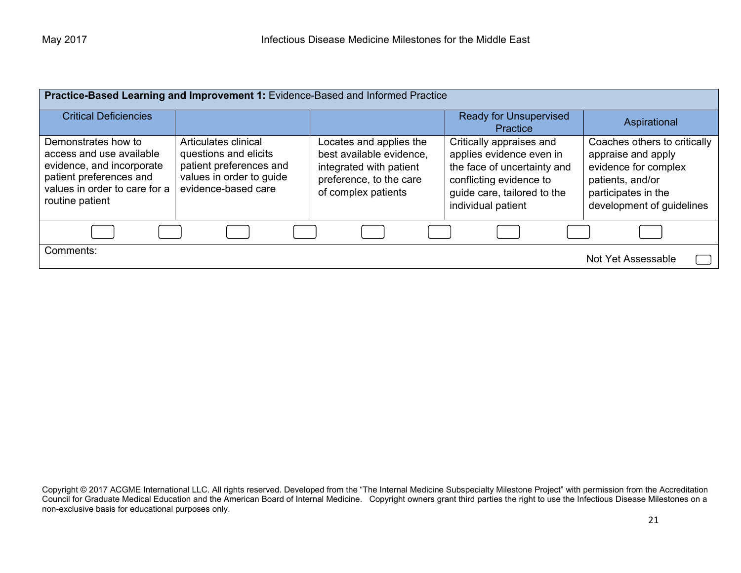| **Practice-Based Learning and Improvement 1:** Evidence-Based and Informed Practice | | | | |
|---|---|---|---|---|
| Critical Deficiencies | | | Ready for Unsupervised Practice | Aspirational |
| Demonstrates how to access and use available evidence, and incorporate patient preferences and values in order to care for a routine patient | Articulates clinical questions and elicits patient preferences and values in order to guide evidence-based care | Locates and applies the best available evidence, integrated with patient preference, to the care of complex patients | Critically appraises and applies evidence even in the face of uncertainty and conflicting evidence to guide care, tailored to the individual patient | Coaches others to critically appraise and apply evidence for complex patients, and/or participates in the development of guidelines |

Comments:

Not Yet Assessable

Copyright © 2017 ACGME International LLC. All rights reserved. Developed from the "The Internal Medicine Subspecialty Milestone Project" with permission from the Accreditation Council for Graduate Medical Education and the American Board of Internal Medicine. Copyright owners grant third parties the right to use the Infectious Disease Milestones on a non-exclusive basis for educational purposes only.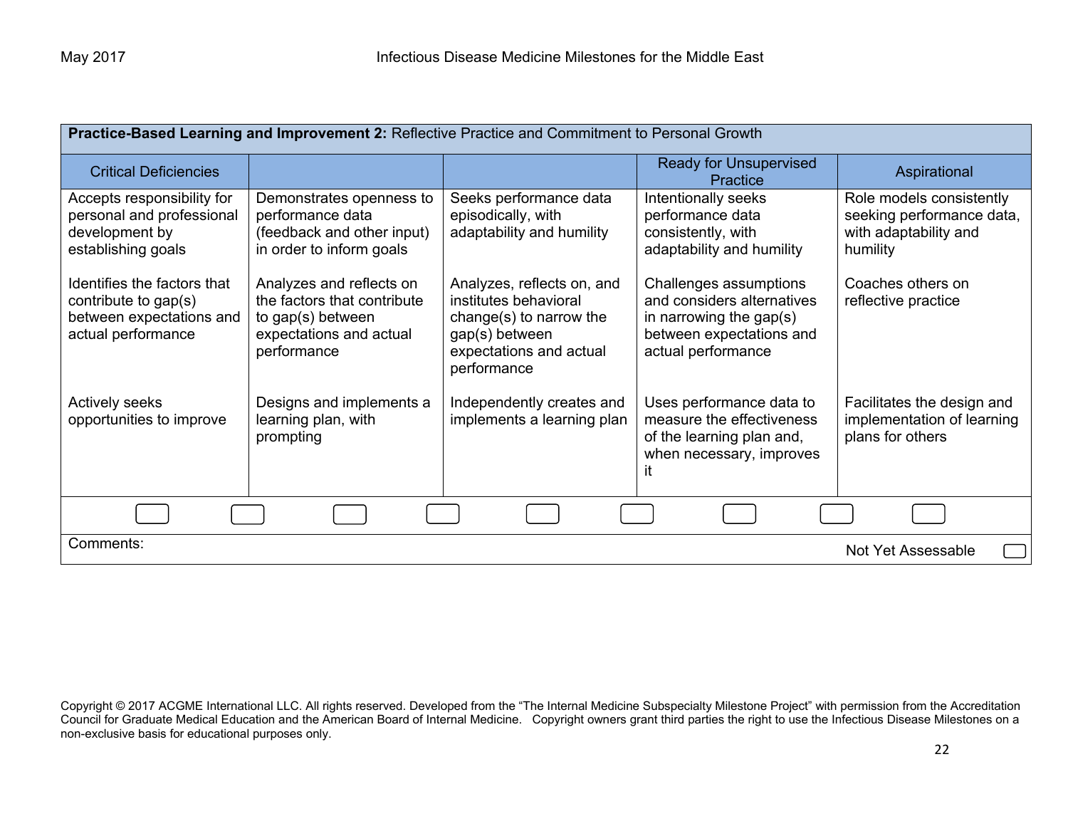| **Practice-Based Learning and Improvement 2:** Reflective Practice and Commitment to Personal Growth | | | | |
|---|---|---|---|---|
| Critical Deficiencies | | | Ready for Unsupervised Practice | Aspirational |
| Accepts responsibility for personal and professional development by establishing goals<br><br>Identifies the factors that contribute to gap(s) between expectations and actual performance<br><br>Actively seeks opportunities to improve | Demonstrates openness to performance data (feedback and other input) in order to inform goals<br><br>Analyzes and reflects on the factors that contribute to gap(s) between expectations and actual performance<br><br>Designs and implements a learning plan, with prompting | Seeks performance data episodically, with adaptability and humility<br><br>Analyzes, reflects on, and institutes behavioral change(s) to narrow the gap(s) between expectations and actual performance<br><br>Independently creates and implements a learning plan | Intentionally seeks performance data consistently, with adaptability and humility<br><br>Challenges assumptions and considers alternatives in narrowing the gap(s) between expectations and actual performance<br><br>Uses performance data to measure the effectiveness of the learning plan and, when necessary, improves it | Role models consistently seeking performance data, with adaptability and humility<br><br>Coaches others on reflective practice<br><br>Facilitates the design and implementation of learning plans for others |
| ☐ ☐ | ☐ ☐ | ☐ ☐ | ☐ ☐ | ☐ |
| Comments: | | | | Not Yet Assessable ☐ |

Copyright © 2017 ACGME International LLC. All rights reserved. Developed from the "The Internal Medicine Subspecialty Milestone Project" with permission from the Accreditation Council for Graduate Medical Education and the American Board of Internal Medicine. Copyright owners grant third parties the right to use the Infectious Disease Milestones on a non-exclusive basis for educational purposes only.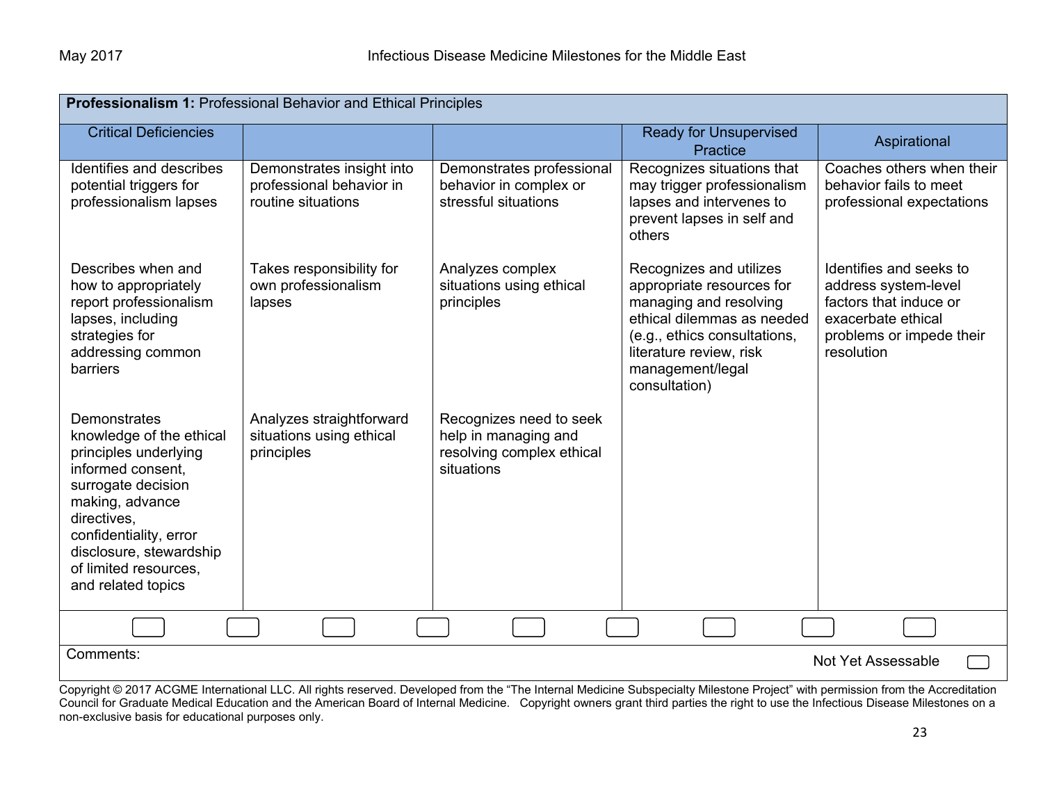| **Professionalism 1:** Professional Behavior and Ethical Principles | | | | |
|---|---|---|---|---|
| Critical Deficiencies | | | Ready for Unsupervised Practice | Aspirational |
| Identifies and describes potential triggers for professionalism lapses | Demonstrates insight into professional behavior in routine situations | Demonstrates professional behavior in complex or stressful situations | Recognizes situations that may trigger professionalism lapses and intervenes to prevent lapses in self and others | Coaches others when their behavior fails to meet professional expectations |
| Describes when and how to appropriately report professionalism lapses, including strategies for addressing common barriers | Takes responsibility for own professionalism lapses | Analyzes complex situations using ethical principles | Recognizes and utilizes appropriate resources for managing and resolving ethical dilemmas as needed (e.g., ethics consultations, literature review, risk management/legal consultation) | Identifies and seeks to address system-level factors that induce or exacerbate ethical problems or impede their resolution |
| Demonstrates knowledge of the ethical principles underlying informed consent, surrogate decision making, advance directives, confidentiality, error disclosure, stewardship of limited resources, and related topics | Analyzes straightforward situations using ethical principles | Recognizes need to seek help in managing and resolving complex ethical situations | | |

Comments:

Not Yet Assessable

Copyright © 2017 ACGME International LLC. All rights reserved. Developed from the "The Internal Medicine Subspecialty Milestone Project" with permission from the Accreditation Council for Graduate Medical Education and the American Board of Internal Medicine. Copyright owners grant third parties the right to use the Infectious Disease Milestones on a non-exclusive basis for educational purposes only.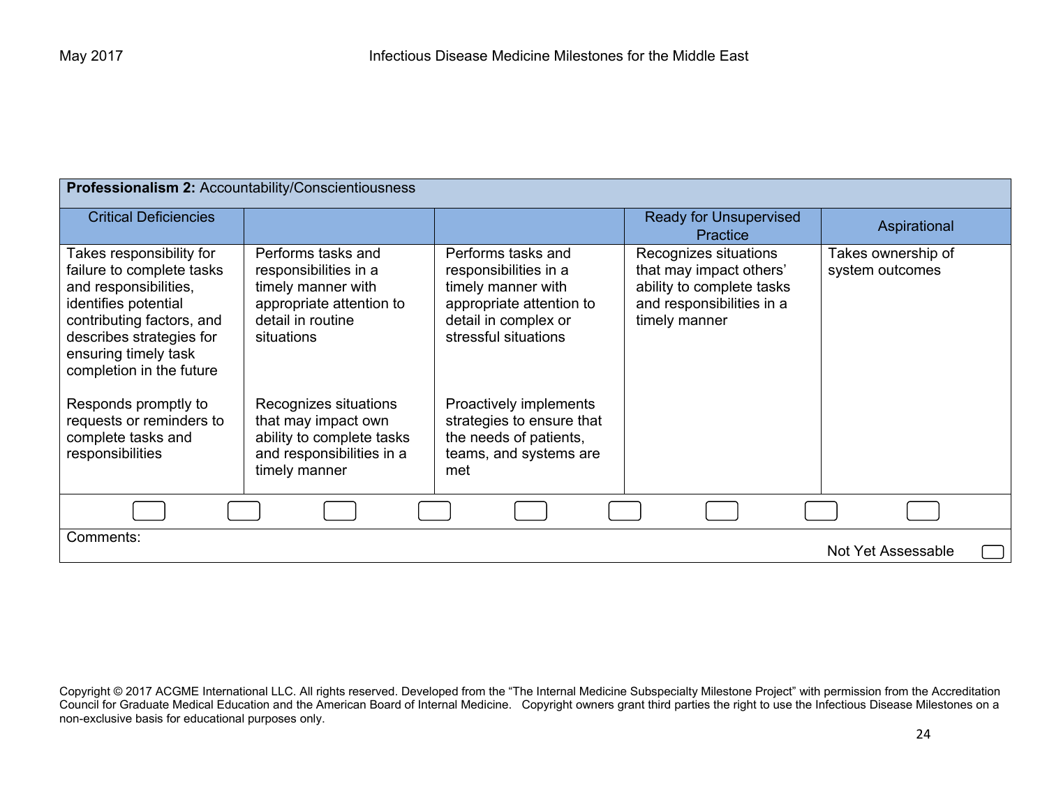| **Professionalism 2:** Accountability/Conscientiousness | | | | |
|---|---|---|---|---|
| Critical Deficiencies | | | Ready for Unsupervised Practice | Aspirational |
| Takes responsibility for failure to complete tasks and responsibilities, identifies potential contributing factors, and describes strategies for ensuring timely task completion in the future<br><br>Responds promptly to requests or reminders to complete tasks and responsibilities | Performs tasks and responsibilities in a timely manner with appropriate attention to detail in routine situations<br><br>Recognizes situations that may impact own ability to complete tasks and responsibilities in a timely manner | Performs tasks and responsibilities in a timely manner with appropriate attention to detail in complex or stressful situations<br><br>Proactively implements strategies to ensure that the needs of patients, teams, and systems are met | Recognizes situations that may impact others' ability to complete tasks and responsibilities in a timely manner | Takes ownership of system outcomes |

Comments:

Not Yet Assessable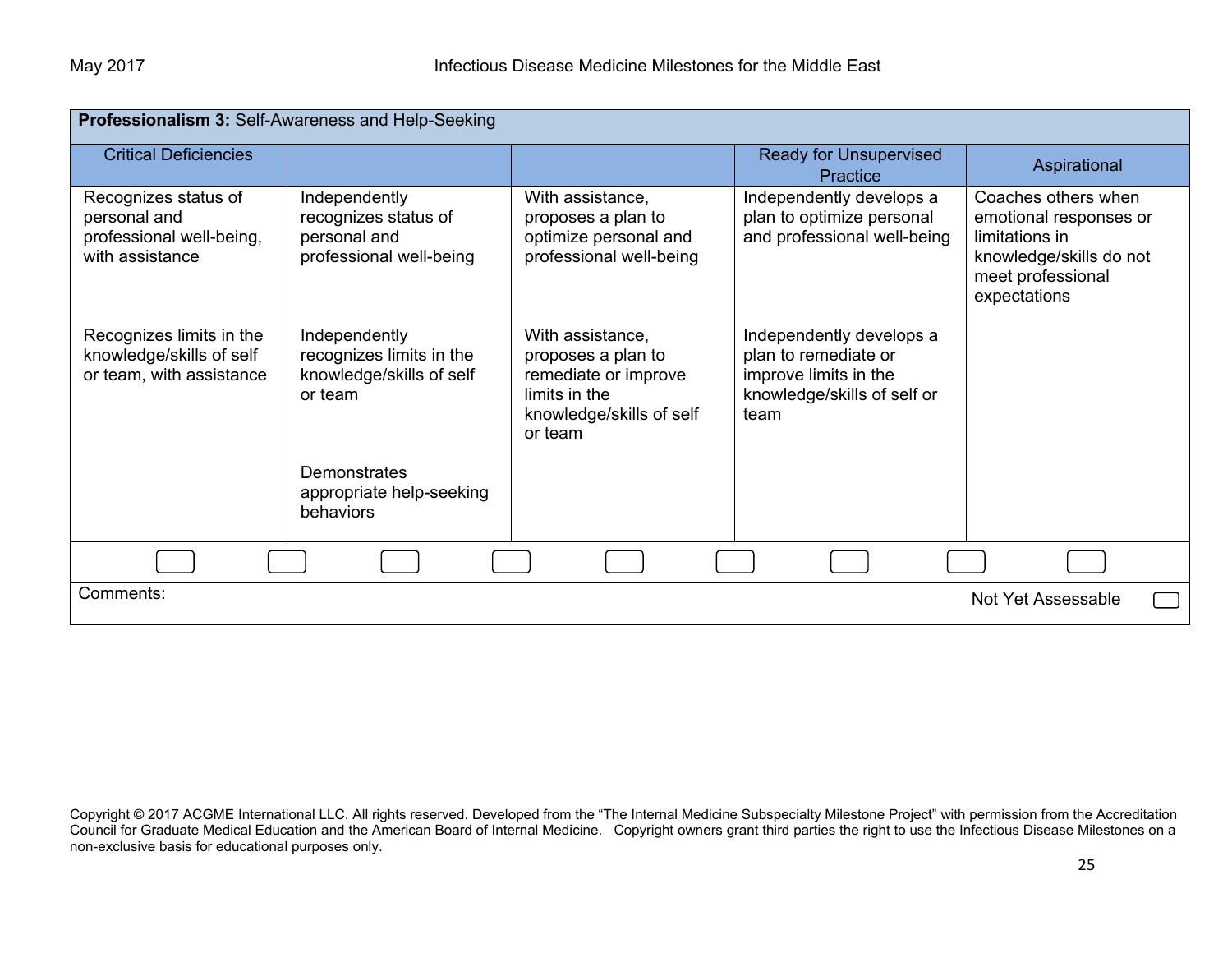| **Professionalism 3:** Self-Awareness and Help-Seeking | | | | |
|---|---|---|---|---|
| Critical Deficiencies | | | Ready for Unsupervised Practice | Aspirational |
| Recognizes status of personal and professional well-being, with assistance<br><br>Recognizes limits in the knowledge/skills of self or team, with assistance | Independently recognizes status of personal and professional well-being<br><br>Independently recognizes limits in the knowledge/skills of self or team<br><br>Demonstrates appropriate help-seeking behaviors | With assistance, proposes a plan to optimize personal and professional well-being<br><br>With assistance, proposes a plan to remediate or improve limits in the knowledge/skills of self or team | Independently develops a plan to optimize personal and professional well-being<br><br>Independently develops a plan to remediate or improve limits in the knowledge/skills of self or team | Coaches others when emotional responses or limitations in knowledge/skills do not meet professional expectations |

Comments:

Not Yet Assessable

Copyright © 2017 ACGME International LLC. All rights reserved. Developed from the "The Internal Medicine Subspecialty Milestone Project" with permission from the Accreditation Council for Graduate Medical Education and the American Board of Internal Medicine. Copyright owners grant third parties the right to use the Infectious Disease Milestones on a non-exclusive basis for educational purposes only.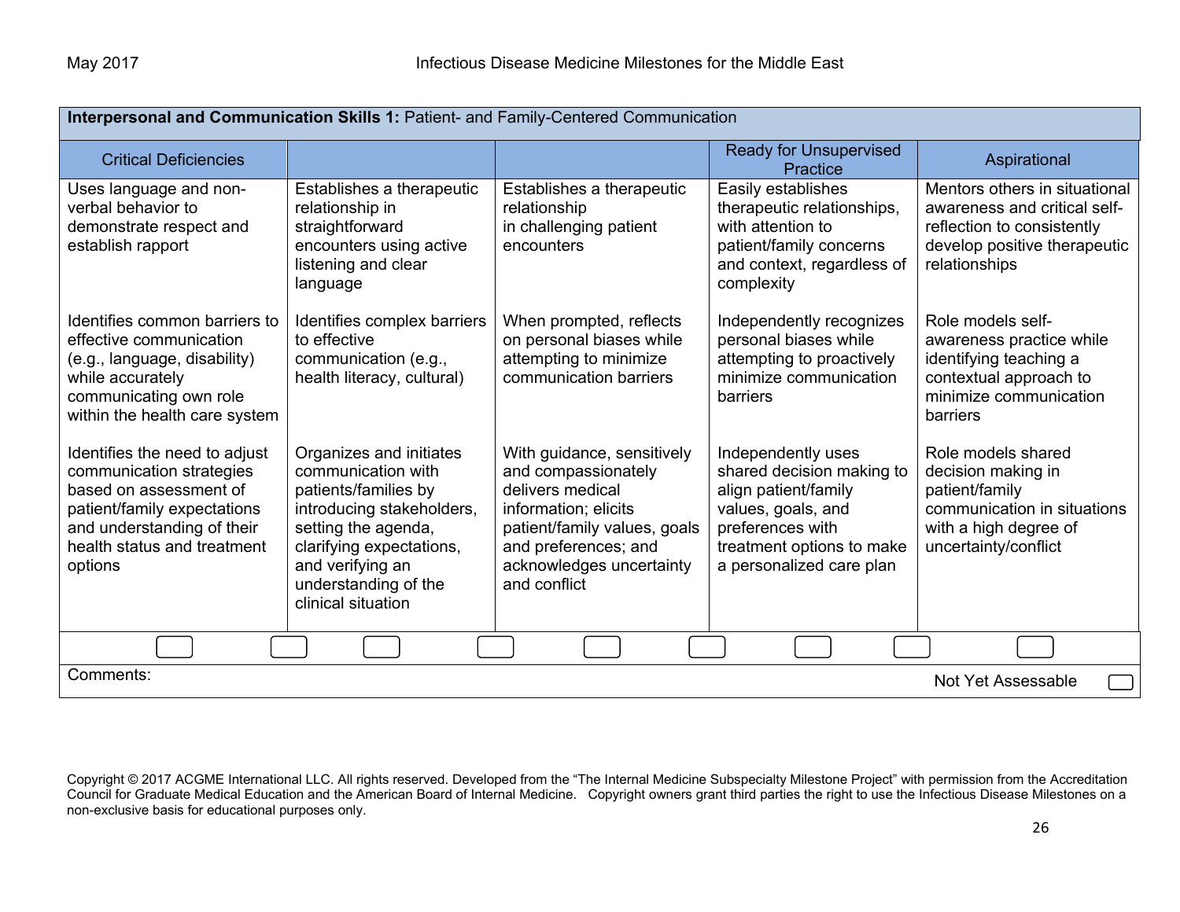| **Interpersonal and Communication Skills 1:** Patient- and Family-Centered Communication | | | | |
|---|---|---|---|---|
| Critical Deficiencies | | | Ready for Unsupervised Practice | Aspirational |
| Uses language and non-verbal behavior to demonstrate respect and establish rapport | Establishes a therapeutic relationship in straightforward encounters using active listening and clear language | Establishes a therapeutic relationship in challenging patient encounters | Easily establishes therapeutic relationships, with attention to patient/family concerns and context, regardless of complexity | Mentors others in situational awareness and critical self-reflection to consistently develop positive therapeutic relationships |
| Identifies common barriers to effective communication (e.g., language, disability) while accurately communicating own role within the health care system | Identifies complex barriers to effective communication (e.g., health literacy, cultural) | When prompted, reflects on personal biases while attempting to minimize communication barriers | Independently recognizes personal biases while attempting to proactively minimize communication barriers | Role models self-awareness practice while identifying teaching a contextual approach to minimize communication barriers |
| Identifies the need to adjust communication strategies based on assessment of patient/family expectations and understanding of their health status and treatment options | Organizes and initiates communication with patients/families by introducing stakeholders, setting the agenda, clarifying expectations, and verifying an understanding of the clinical situation | With guidance, sensitively and compassionately delivers medical information; elicits patient/family values, goals and preferences; and acknowledges uncertainty and conflict | Independently uses shared decision making to align patient/family values, goals, and preferences with treatment options to make a personalized care plan | Role models shared decision making in patient/family communication in situations with a high degree of uncertainty/conflict |

Comments:

Not Yet Assessable

Copyright © 2017 ACGME International LLC. All rights reserved. Developed from the "The Internal Medicine Subspecialty Milestone Project" with permission from the Accreditation Council for Graduate Medical Education and the American Board of Internal Medicine. Copyright owners grant third parties the right to use the Infectious Disease Milestones on a non-exclusive basis for educational purposes only.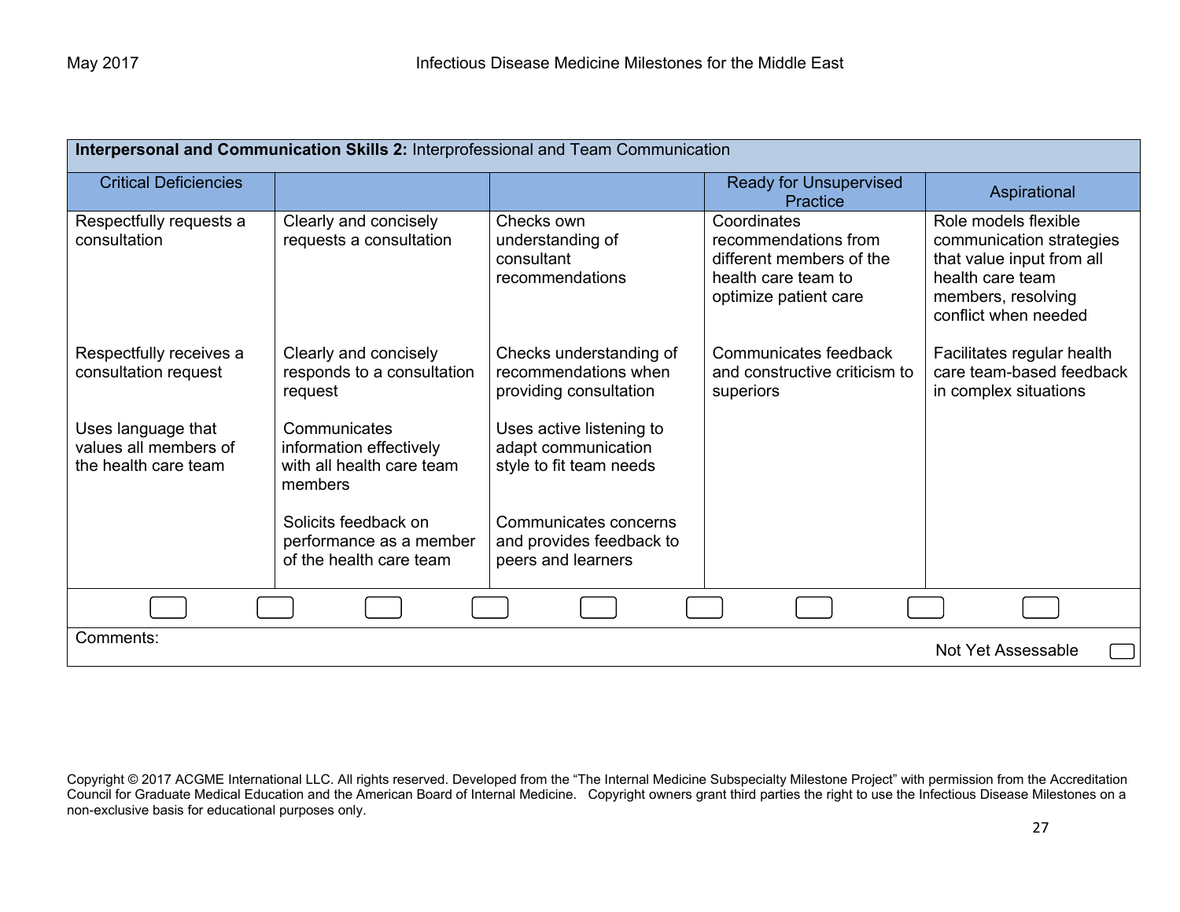| **Interpersonal and Communication Skills 2:** Interprofessional and Team Communication | | | | |
|---|---|---|---|---|
| Critical Deficiencies | | | Ready for Unsupervised Practice | Aspirational |
| Respectfully requests a consultation | Clearly and concisely requests a consultation | Checks own understanding of consultant recommendations | Coordinates recommendations from different members of the health care team to optimize patient care | Role models flexible communication strategies that value input from all health care team members, resolving conflict when needed |
| Respectfully receives a consultation request | Clearly and concisely responds to a consultation request | Checks understanding of recommendations when providing consultation | Communicates feedback and constructive criticism to superiors | Facilitates regular health care team-based feedback in complex situations |
| Uses language that values all members of the health care team | Communicates information effectively with all health care team members | Uses active listening to adapt communication style to fit team needs | | |
| | Solicits feedback on performance as a member of the health care team | Communicates concerns and provides feedback to peers and learners | | |

Comments:

Not Yet Assessable

Copyright © 2017 ACGME International LLC. All rights reserved. Developed from the "The Internal Medicine Subspecialty Milestone Project" with permission from the Accreditation Council for Graduate Medical Education and the American Board of Internal Medicine. Copyright owners grant third parties the right to use the Infectious Disease Milestones on a non-exclusive basis for educational purposes only.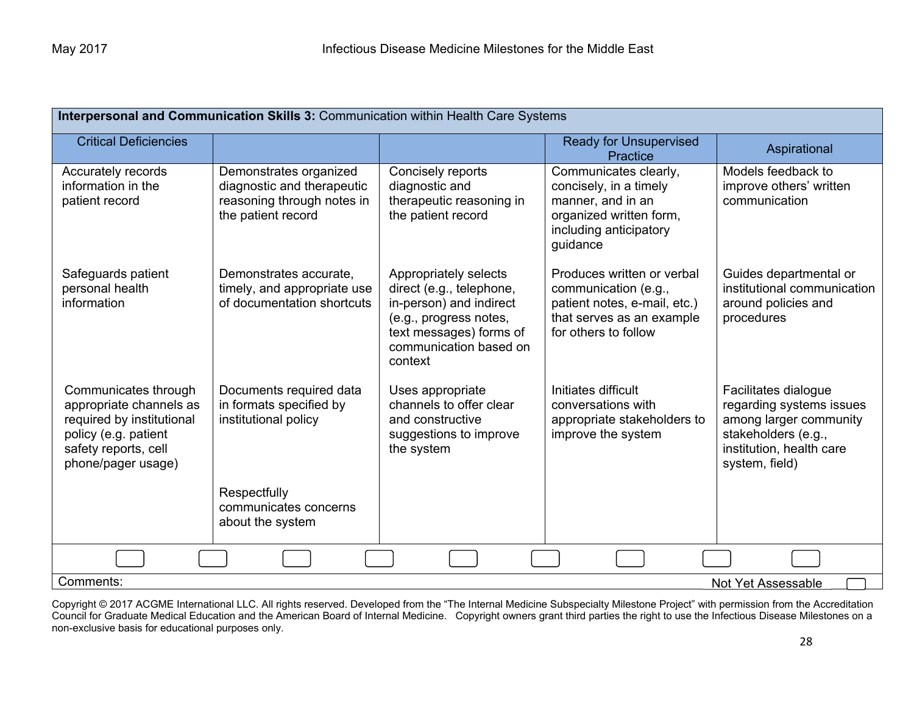| **Interpersonal and Communication Skills 3:** Communication within Health Care Systems | | | | |
|---|---|---|---|---|
| Critical Deficiencies | | | Ready for Unsupervised Practice | Aspirational |
| Accurately records information in the patient record | Demonstrates organized diagnostic and therapeutic reasoning through notes in the patient record | Concisely reports diagnostic and therapeutic reasoning in the patient record | Communicates clearly, concisely, in a timely manner, and in an organized written form, including anticipatory guidance | Models feedback to improve others' written communication |
| Safeguards patient personal health information | Demonstrates accurate, timely, and appropriate use of documentation shortcuts | Appropriately selects direct (e.g., telephone, in-person) and indirect (e.g., progress notes, text messages) forms of communication based on context | Produces written or verbal communication (e.g., patient notes, e-mail, etc.) that serves as an example for others to follow | Guides departmental or institutional communication around policies and procedures |
| Communicates through appropriate channels as required by institutional policy (e.g. patient safety reports, cell phone/pager usage) | Documents required data in formats specified by institutional policy<br><br>Respectfully communicates concerns about the system | Uses appropriate channels to offer clear and constructive suggestions to improve the system | Initiates difficult conversations with appropriate stakeholders to improve the system | Facilitates dialogue regarding systems issues among larger community stakeholders (e.g., institution, health care system, field) |

Comments:

Not Yet Assessable

Copyright © 2017 ACGME International LLC. All rights reserved. Developed from the "The Internal Medicine Subspecialty Milestone Project" with permission from the Accreditation Council for Graduate Medical Education and the American Board of Internal Medicine. Copyright owners grant third parties the right to use the Infectious Disease Milestones on a non-exclusive basis for educational purposes only.